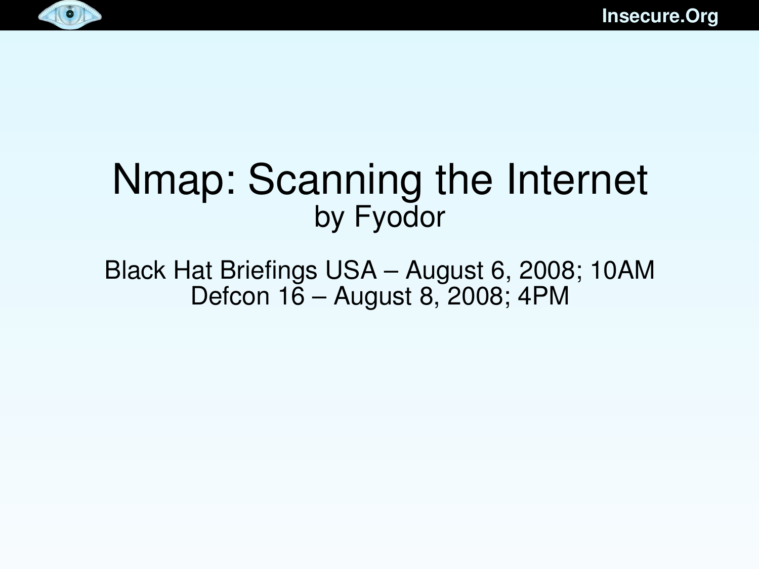# Nmap: Scanning the Internet

by Fyodor

Black Hat Briefings USA – August 6, 2008; 10AM
Defcon 16 – August 8, 2008; 4PM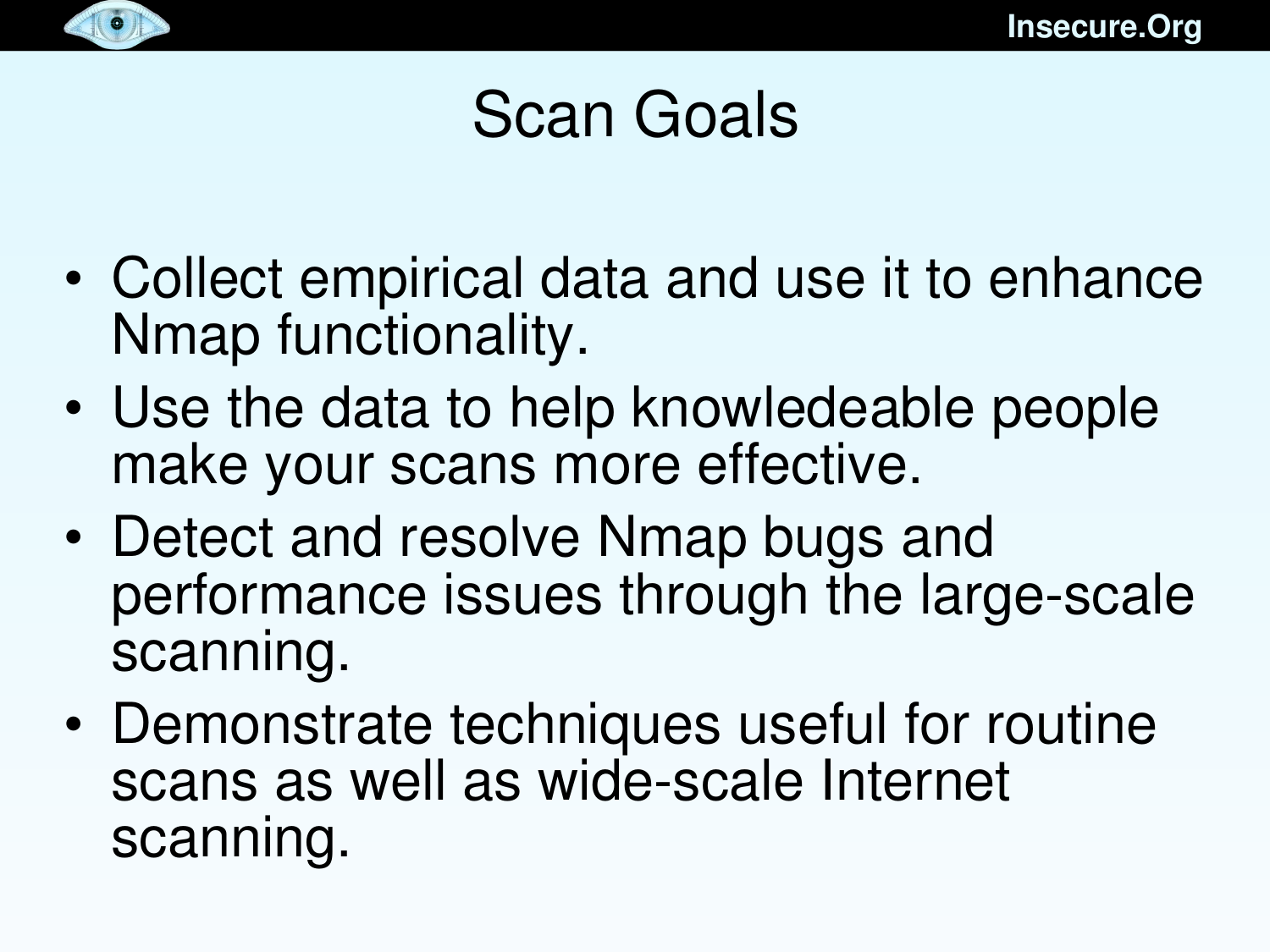# Scan Goals

- Collect empirical data and use it to enhance Nmap functionality.
- Use the data to help knowledeable people make your scans more effective.
- Detect and resolve Nmap bugs and performance issues through the large-scale scanning.
- Demonstrate techniques useful for routine scans as well as wide-scale Internet scanning.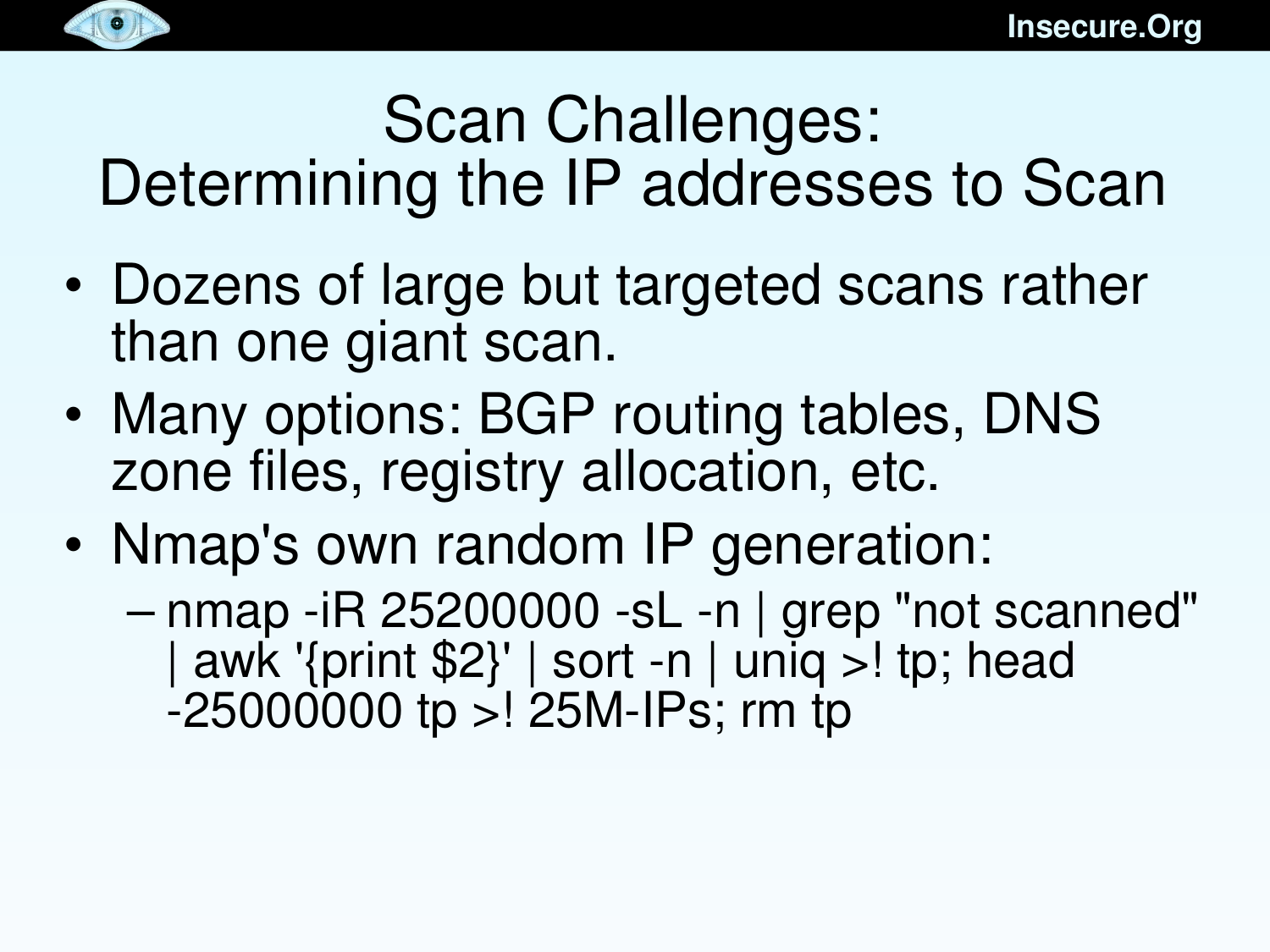# Scan Challenges: Determining the IP addresses to Scan

- Dozens of large but targeted scans rather than one giant scan.
- Many options: BGP routing tables, DNS zone files, registry allocation, etc.
- Nmap's own random IP generation:
  - nmap -iR 25200000 -sL -n | grep "not scanned" | awk '{print $2}' | sort -n | uniq >! tp; head -25000000 tp >! 25M-IPs; rm tp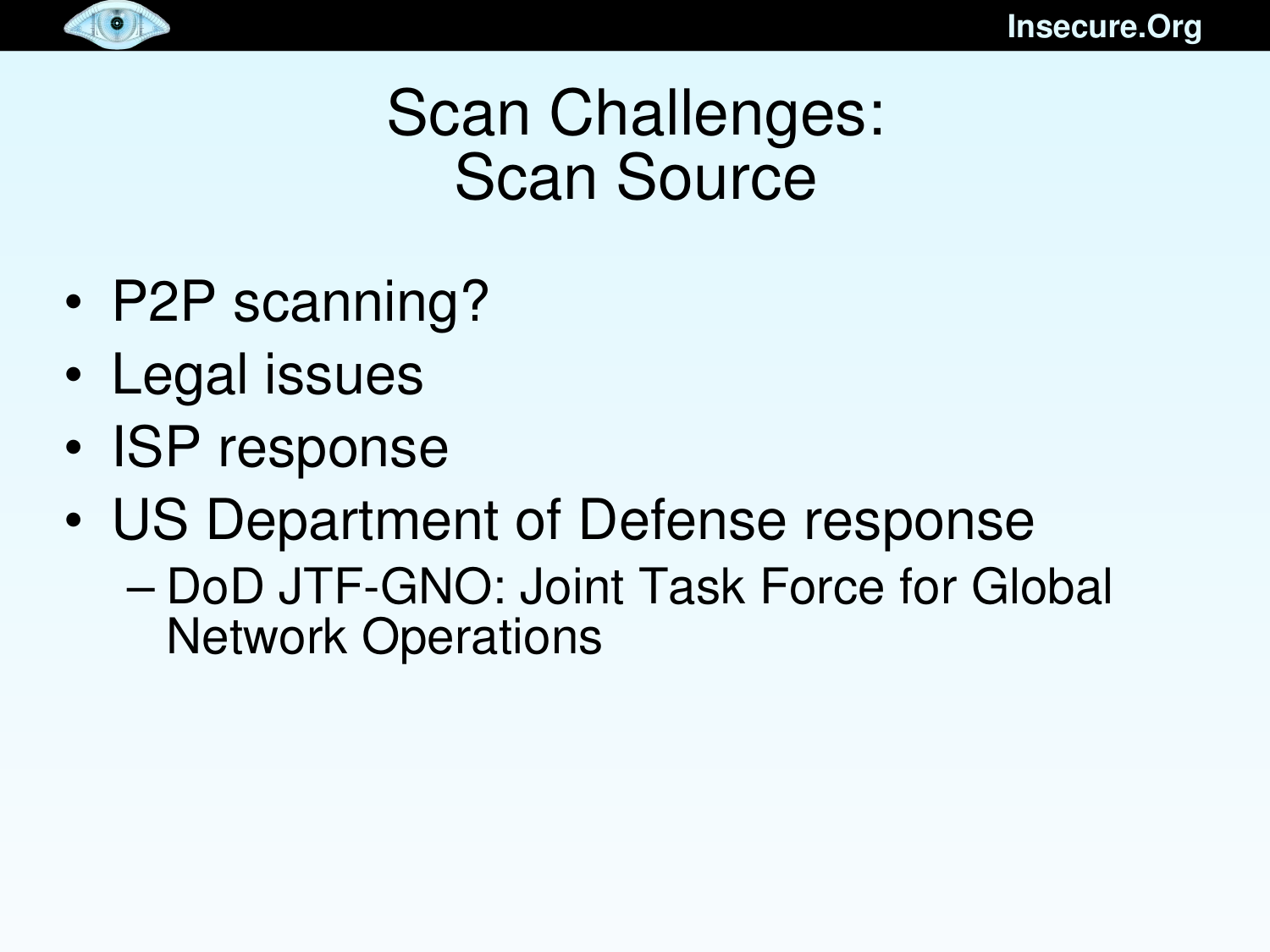# Scan Challenges: Scan Source

- P2P scanning?
- Legal issues
- ISP response
- US Department of Defense response
  - DoD JTF-GNO: Joint Task Force for Global Network Operations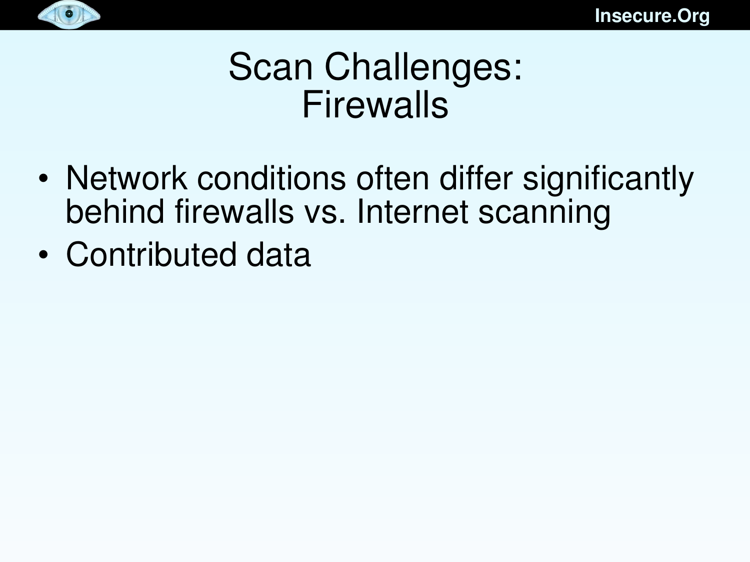# Scan Challenges: Firewalls

- Network conditions often differ significantly behind firewalls vs. Internet scanning
- Contributed data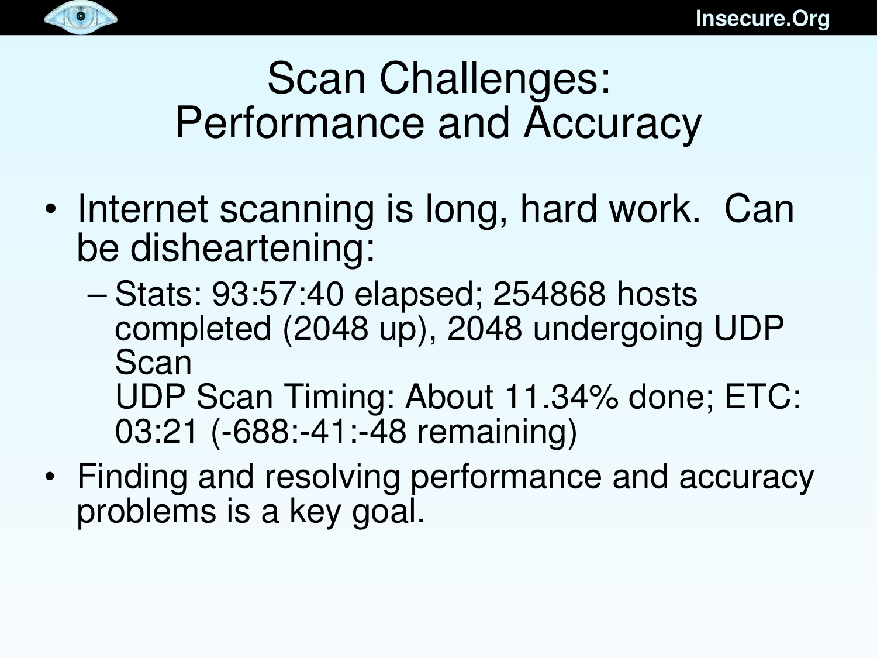# Scan Challenges: Performance and Accuracy

- Internet scanning is long, hard work. Can be disheartening:
  - Stats: 93:57:40 elapsed; 254868 hosts completed (2048 up), 2048 undergoing UDP Scan
    UDP Scan Timing: About 11.34% done; ETC: 03:21 (-688:-41:-48 remaining)
- Finding and resolving performance and accuracy problems is a key goal.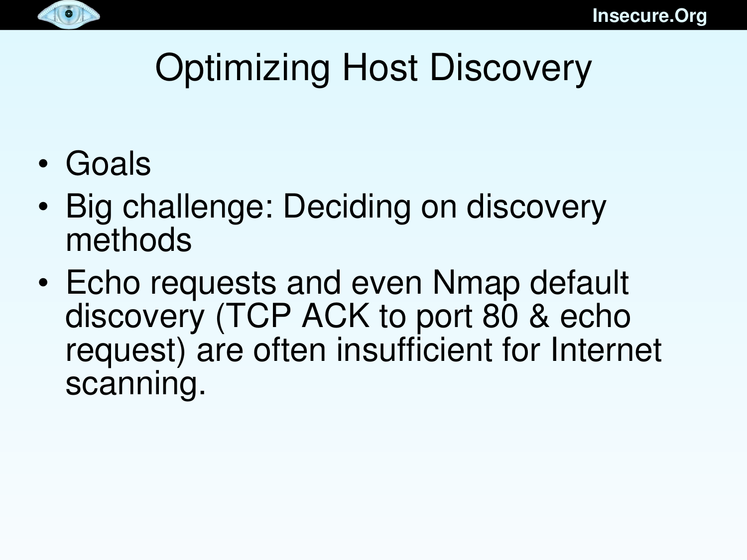# Optimizing Host Discovery

- Goals
- Big challenge: Deciding on discovery methods
- Echo requests and even Nmap default discovery (TCP ACK to port 80 & echo request) are often insufficient for Internet scanning.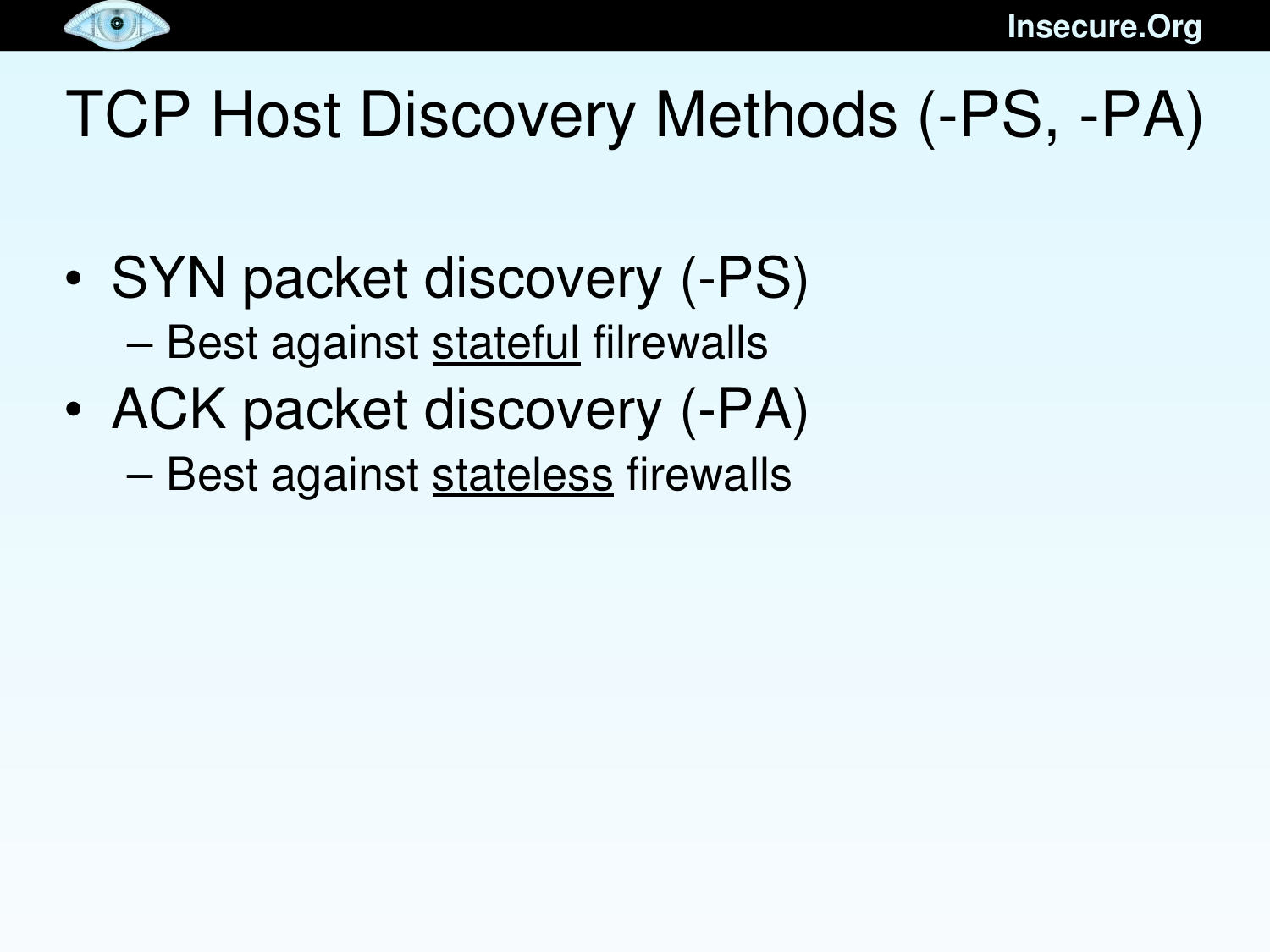# TCP Host Discovery Methods (-PS, -PA)

- SYN packet discovery (-PS)
  - Best against stateful filrewalls
- ACK packet discovery (-PA)
  - Best against stateless firewalls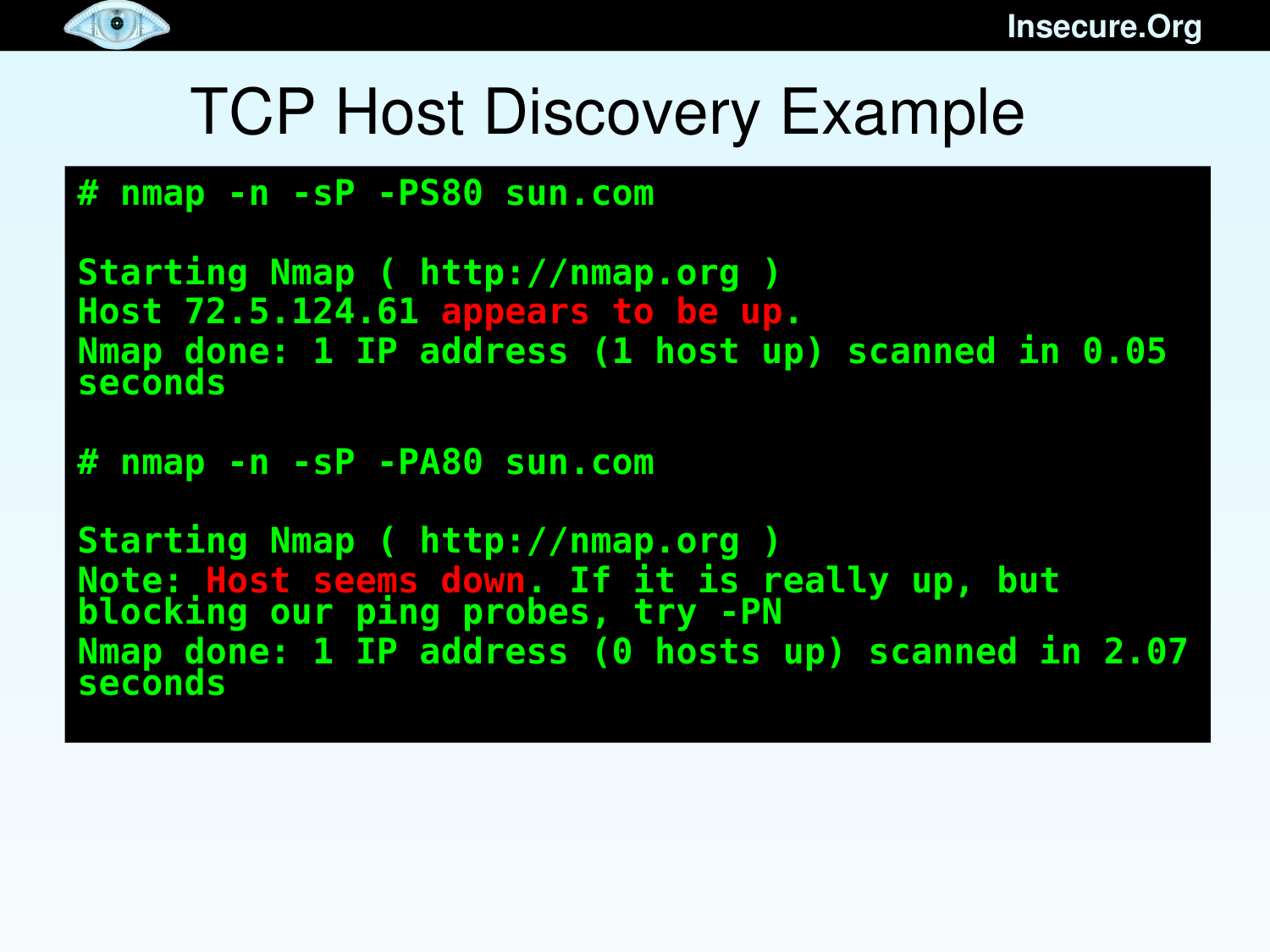# TCP Host Discovery Example

```
# nmap -n -sP -PS80 sun.com

Starting Nmap ( http://nmap.org )
Host 72.5.124.61 appears to be up.
Nmap done: 1 IP address (1 host up) scanned in 0.05 seconds

# nmap -n -sP -PA80 sun.com

Starting Nmap ( http://nmap.org )
Note: Host seems down. If it is really up, but blocking our ping probes, try -PN
Nmap done: 1 IP address (0 hosts up) scanned in 2.07 seconds
```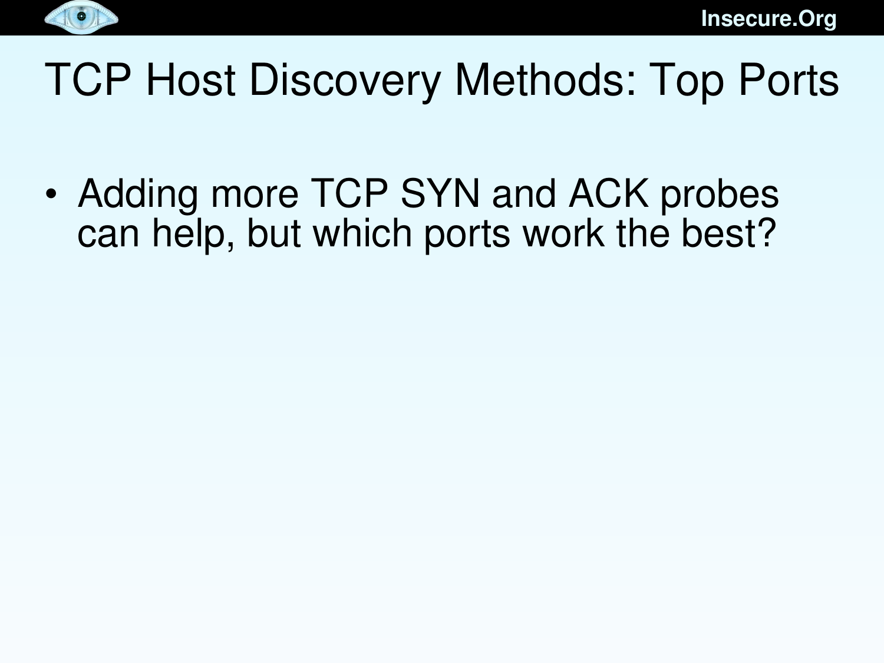# TCP Host Discovery Methods: Top Ports

- Adding more TCP SYN and ACK probes can help, but which ports work the best?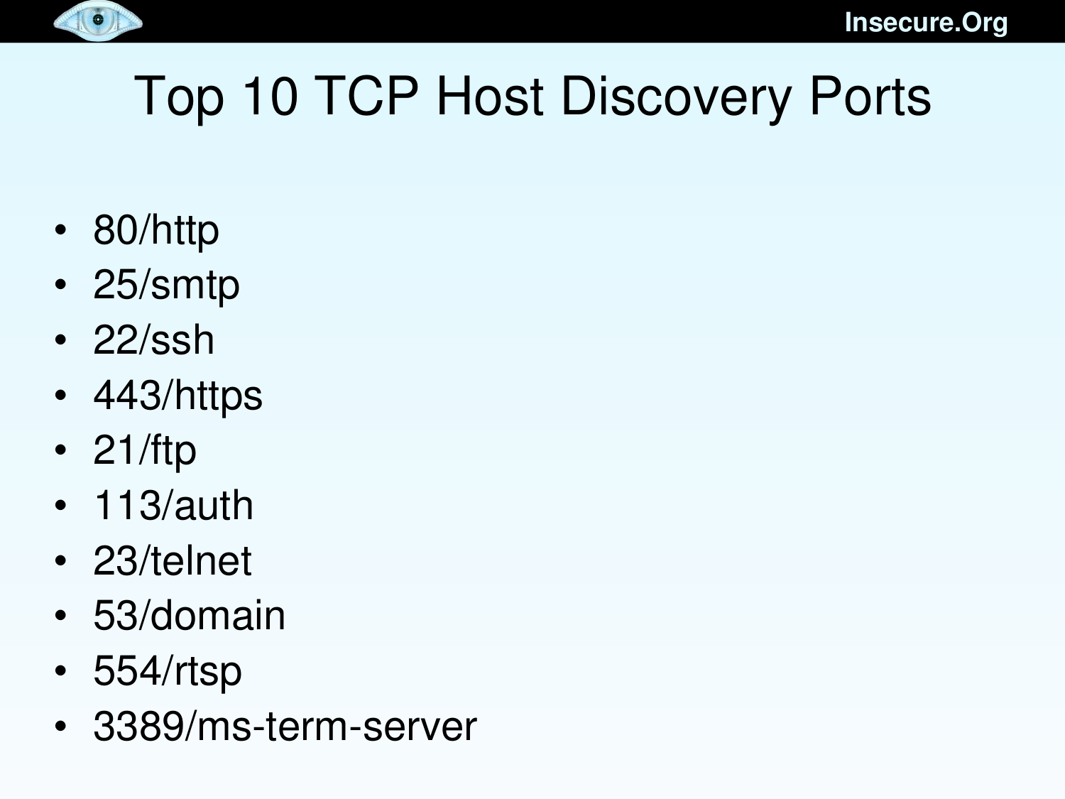# Top 10 TCP Host Discovery Ports

- 80/http
- 25/smtp
- 22/ssh
- 443/https
- 21/ftp
- 113/auth
- 23/telnet
- 53/domain
- 554/rtsp
- 3389/ms-term-server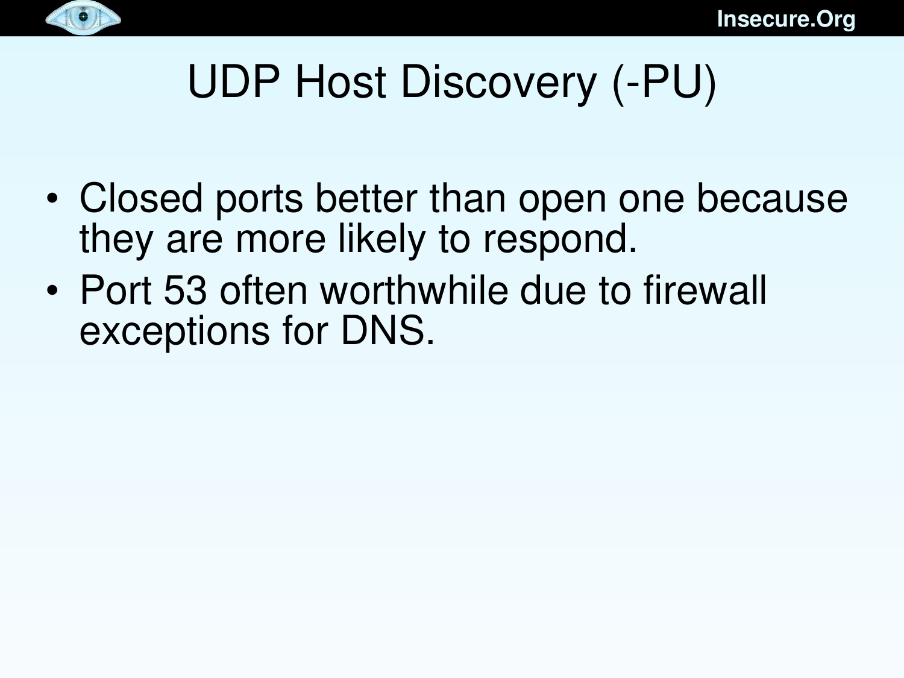# UDP Host Discovery (-PU)

- Closed ports better than open one because they are more likely to respond.
- Port 53 often worthwhile due to firewall exceptions for DNS.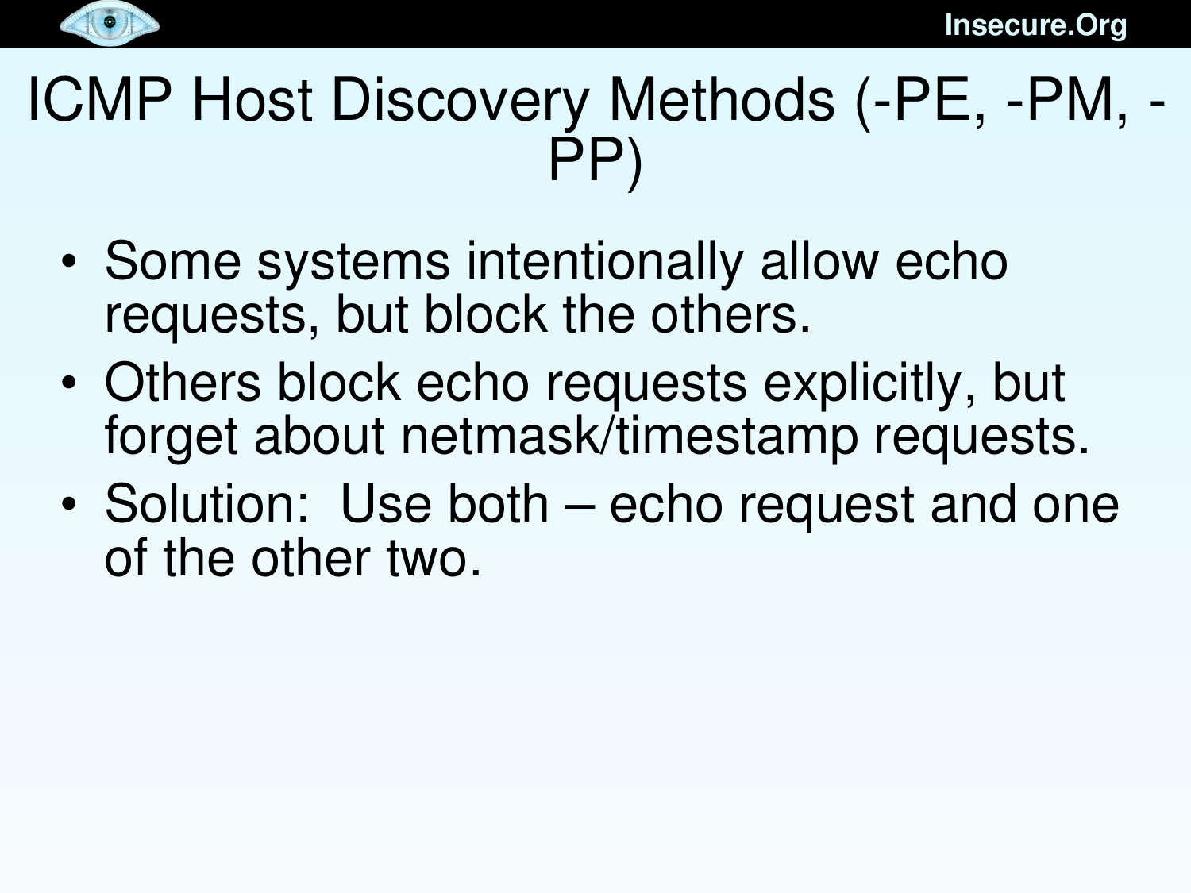# ICMP Host Discovery Methods (-PE, -PM, -PP)

- Some systems intentionally allow echo requests, but block the others.
- Others block echo requests explicitly, but forget about netmask/timestamp requests.
- Solution:  Use both – echo request and one of the other two.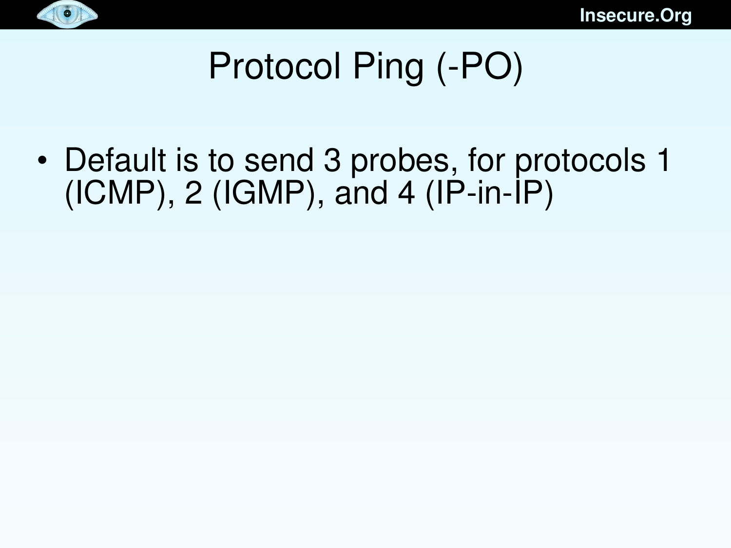# Protocol Ping (-PO)

- Default is to send 3 probes, for protocols 1 (ICMP), 2 (IGMP), and 4 (IP-in-IP)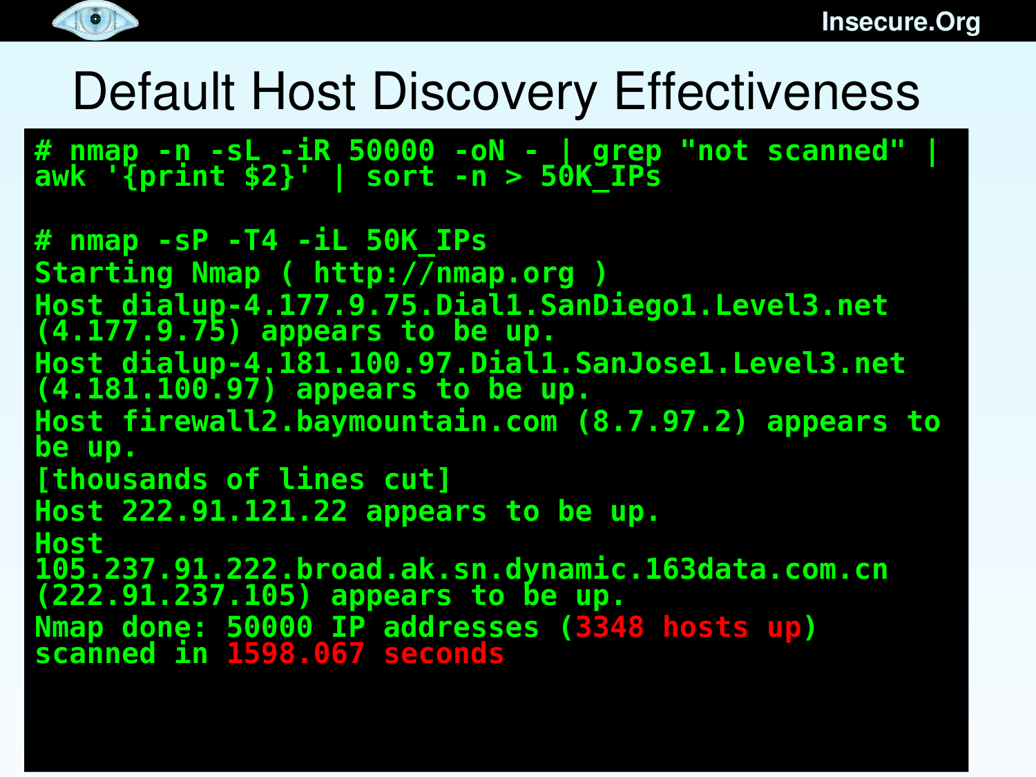# Default Host Discovery Effectiveness

```
# nmap -n -sL -iR 50000 -oN - | grep "not scanned" |
awk '{print $2}' | sort -n > 50K_IPs

# nmap -sP -T4 -iL 50K_IPs
Starting Nmap ( http://nmap.org )
Host dialup-4.177.9.75.Dial1.SanDiego1.Level3.net
(4.177.9.75) appears to be up.
Host dialup-4.181.100.97.Dial1.SanJose1.Level3.net
(4.181.100.97) appears to be up.
Host firewall2.baymountain.com (8.7.97.2) appears to
be up.
[thousands of lines cut]
Host 222.91.121.22 appears to be up.
Host
105.237.91.222.broad.ak.sn.dynamic.163data.com.cn
(222.91.237.105) appears to be up.
Nmap done: 50000 IP addresses (3348 hosts up)
scanned in 1598.067 seconds
```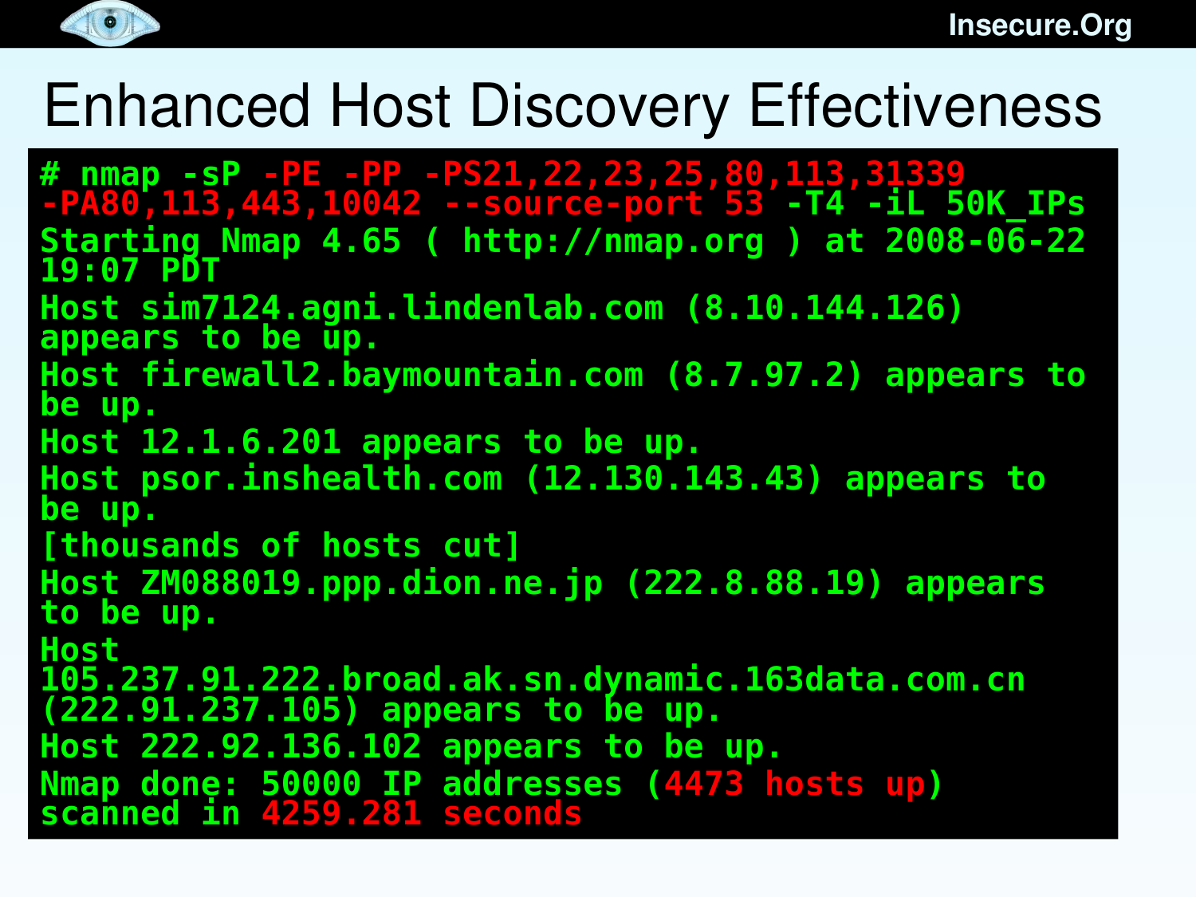# Enhanced Host Discovery Effectiveness

```
# nmap -sP -PE -PP -PS21,22,23,25,80,113,31339
-PA80,113,443,10042 --source-port 53 -T4 -iL 50K_IPs
Starting Nmap 4.65 ( http://nmap.org ) at 2008-06-22
19:07 PDT
Host sim7124.agni.lindenlab.com (8.10.144.126)
appears to be up.
Host firewall2.baymountain.com (8.7.97.2) appears to
be up.
Host 12.1.6.201 appears to be up.
Host psor.inshealth.com (12.130.143.43) appears to
be up.
[thousands of hosts cut]
Host ZM088019.ppp.dion.ne.jp (222.8.88.19) appears
to be up.
Host
105.237.91.222.broad.ak.sn.dynamic.163data.com.cn
(222.91.237.105) appears to be up.
Host 222.92.136.102 appears to be up.
Nmap done: 50000 IP addresses (4473 hosts up)
scanned in 4259.281 seconds
```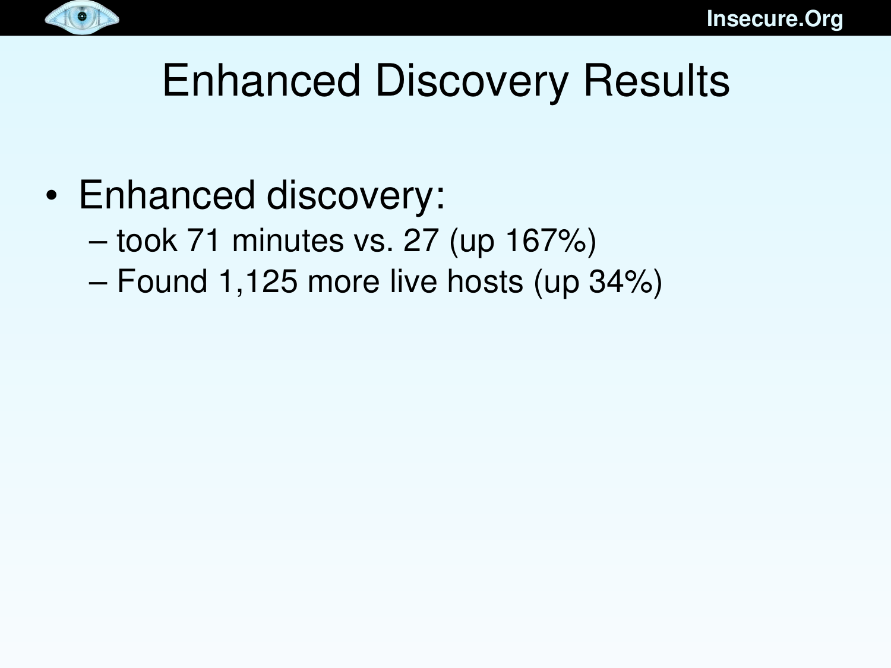# Enhanced Discovery Results

- Enhanced discovery:
  - took 71 minutes vs. 27 (up 167%)
  - Found 1,125 more live hosts (up 34%)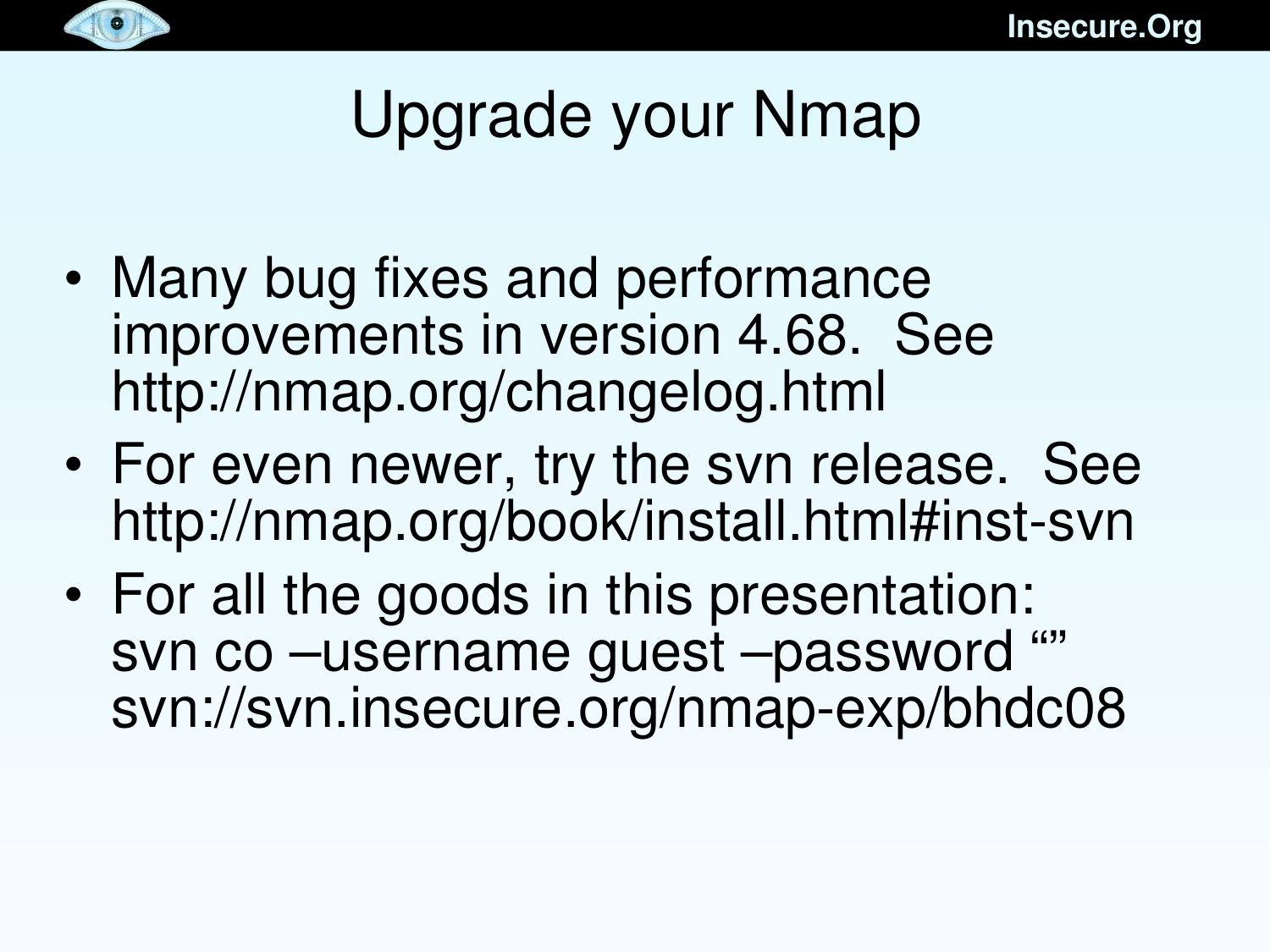# Upgrade your Nmap

- Many bug fixes and performance improvements in version 4.68. See http://nmap.org/changelog.html
- For even newer, try the svn release. See http://nmap.org/book/install.html#inst-svn
- For all the goods in this presentation:
  svn co –username guest –password “”
  svn://svn.insecure.org/nmap-exp/bhdc08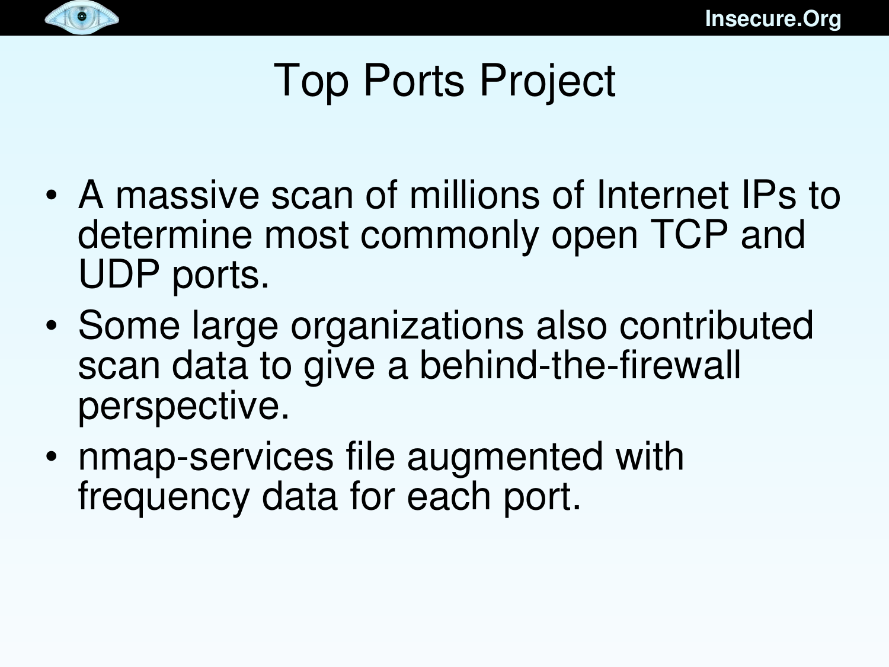# Top Ports Project

- A massive scan of millions of Internet IPs to determine most commonly open TCP and UDP ports.
- Some large organizations also contributed scan data to give a behind-the-firewall perspective.
- nmap-services file augmented with frequency data for each port.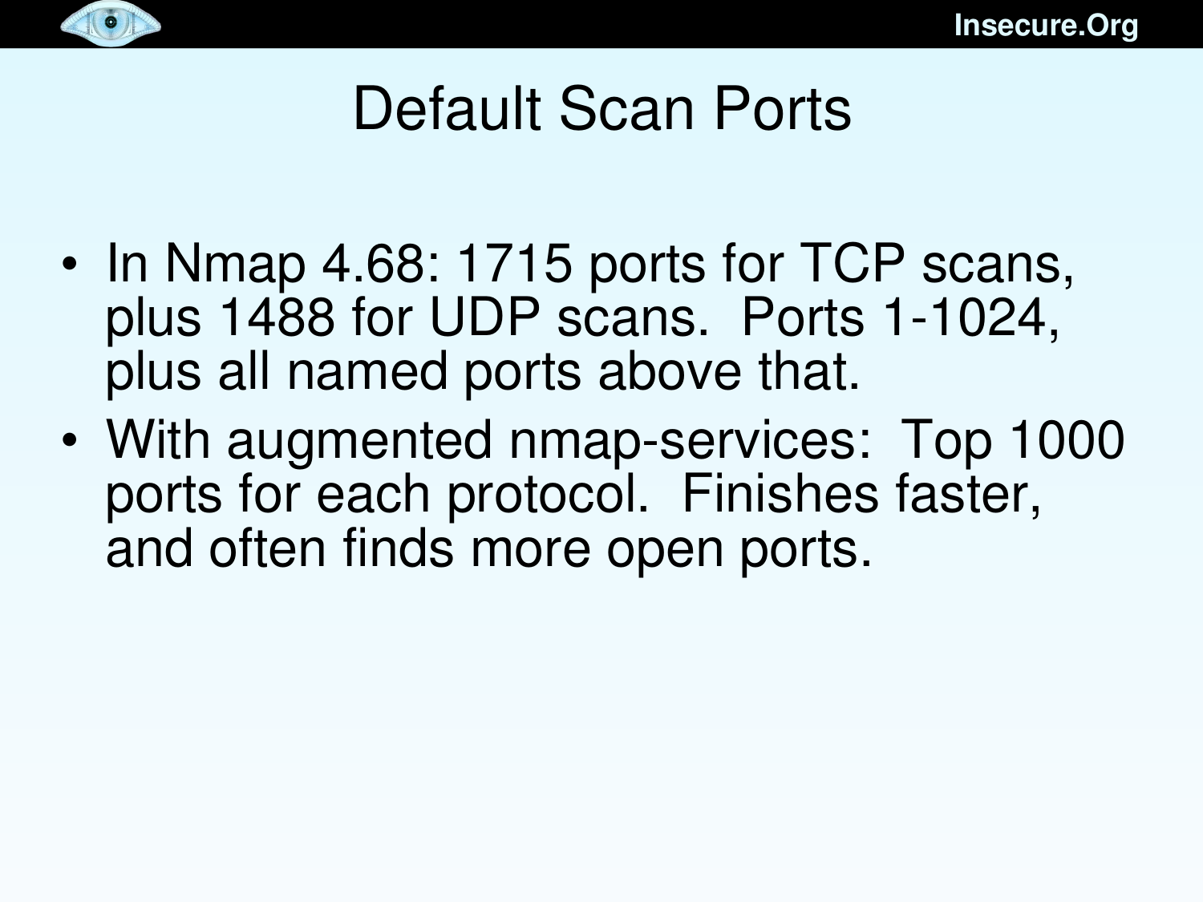# Default Scan Ports

- In Nmap 4.68: 1715 ports for TCP scans, plus 1488 for UDP scans. Ports 1-1024, plus all named ports above that.
- With augmented nmap-services: Top 1000 ports for each protocol. Finishes faster, and often finds more open ports.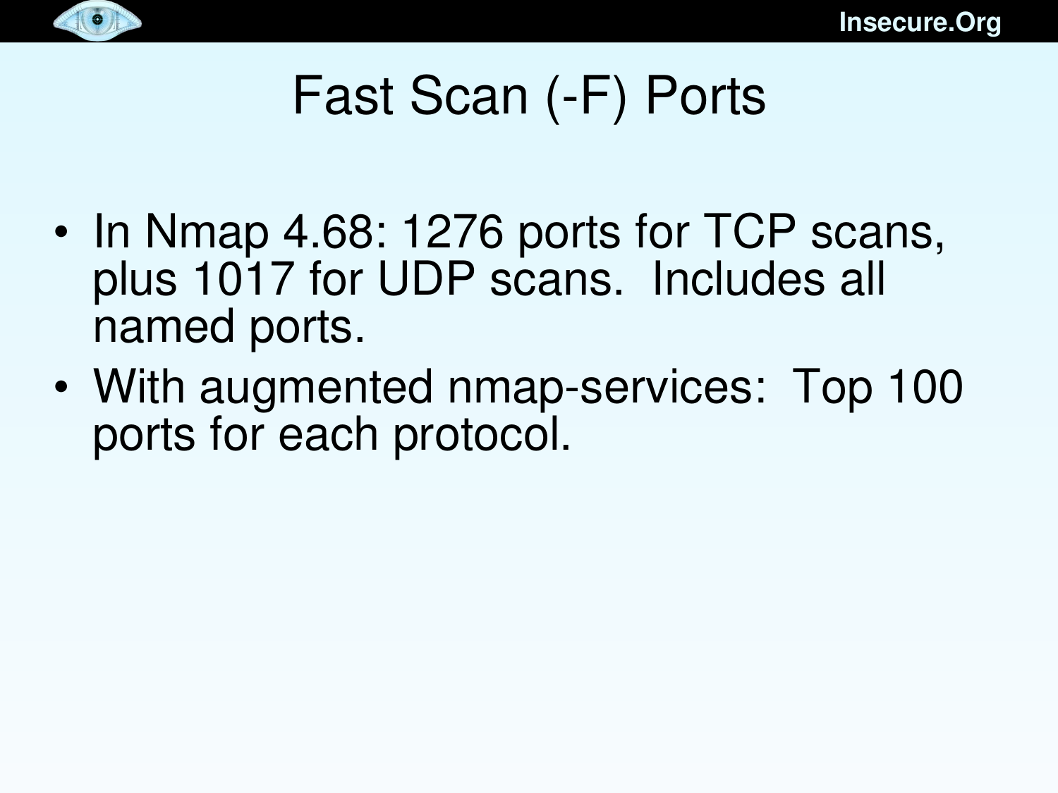# Fast Scan (-F) Ports

- In Nmap 4.68: 1276 ports for TCP scans, plus 1017 for UDP scans.  Includes all named ports.
- With augmented nmap-services:  Top 100 ports for each protocol.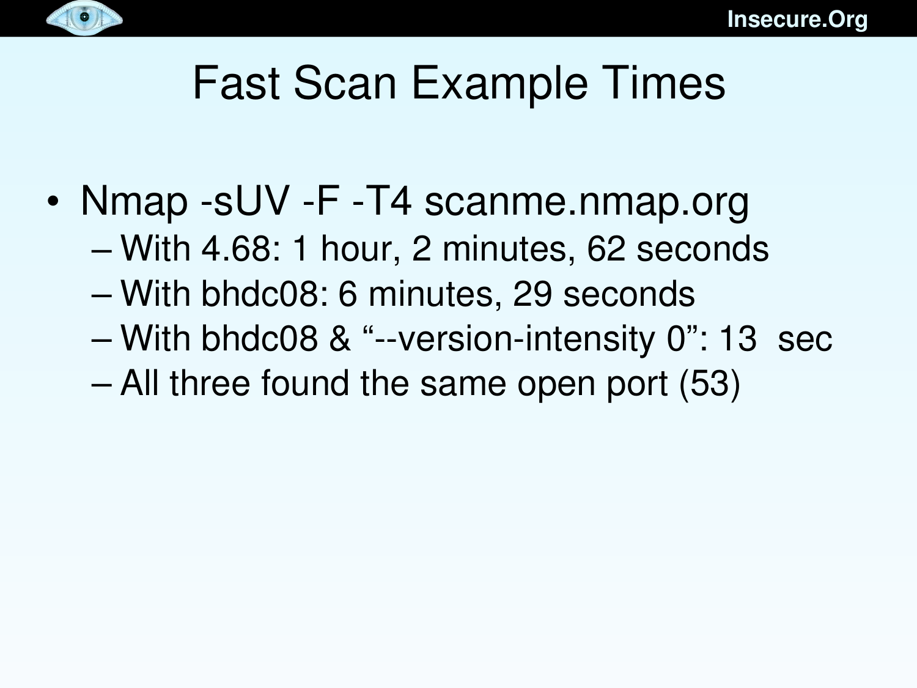# Fast Scan Example Times

- Nmap -sUV -F -T4 scanme.nmap.org
  - With 4.68: 1 hour, 2 minutes, 62 seconds
  - With bhdc08: 6 minutes, 29 seconds
  - With bhdc08 & "--version-intensity 0": 13 sec
  - All three found the same open port (53)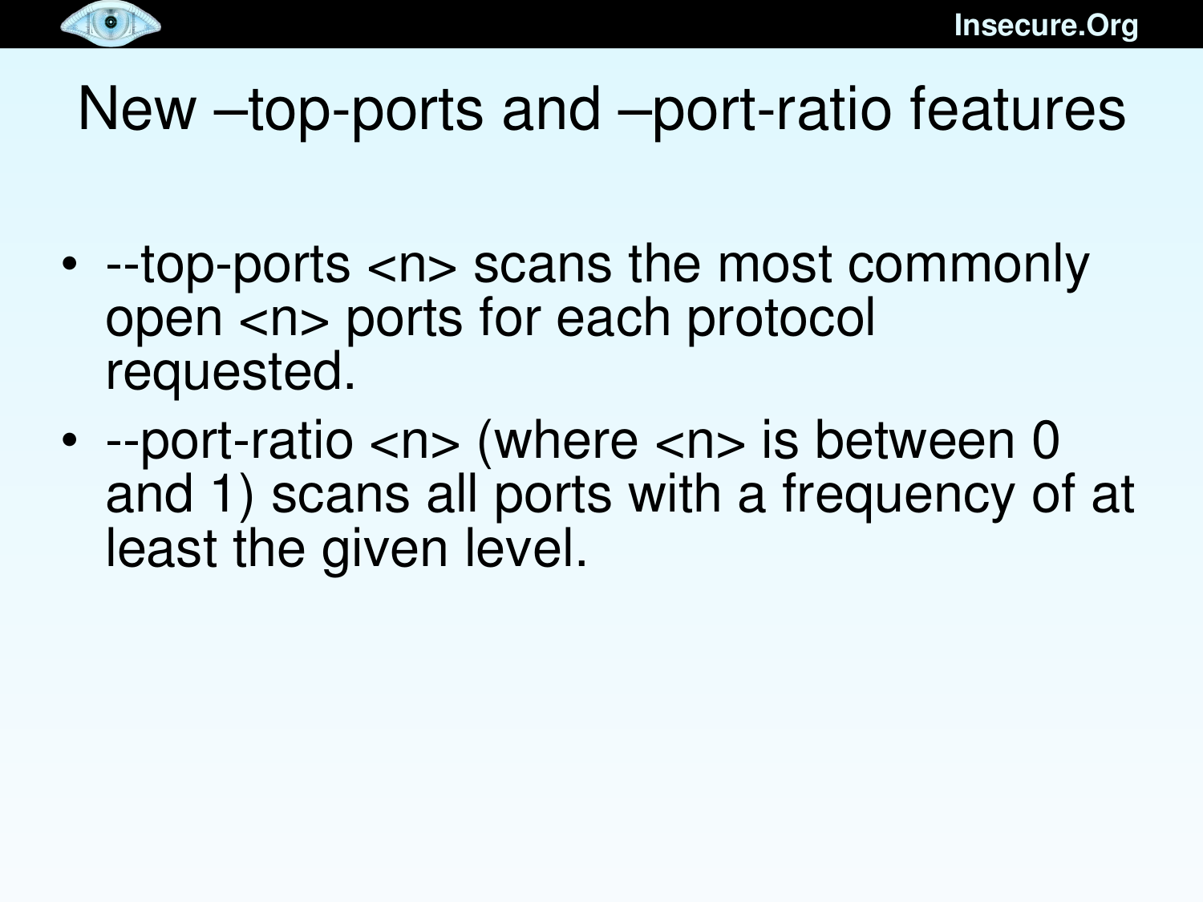# New –top-ports and –port-ratio features

- --top-ports <n> scans the most commonly open <n> ports for each protocol requested.
- --port-ratio <n> (where <n> is between 0 and 1) scans all ports with a frequency of at least the given level.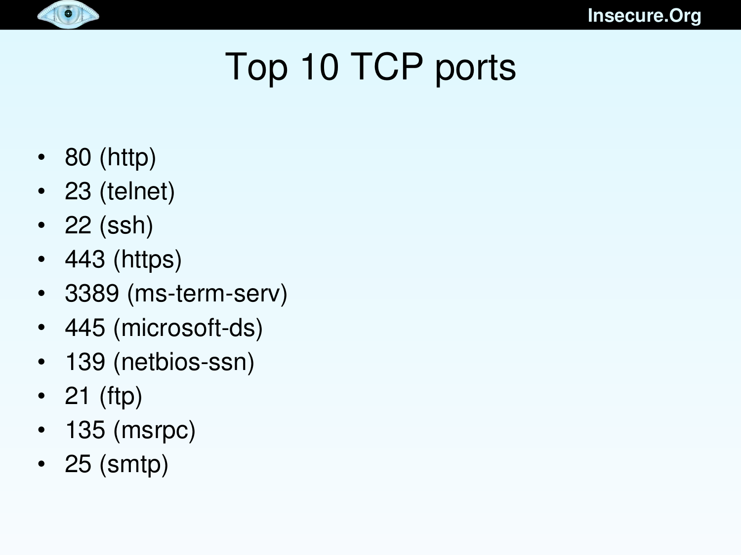# Top 10 TCP ports

- 80 (http)
- 23 (telnet)
- 22 (ssh)
- 443 (https)
- 3389 (ms-term-serv)
- 445 (microsoft-ds)
- 139 (netbios-ssn)
- 21 (ftp)
- 135 (msrpc)
- 25 (smtp)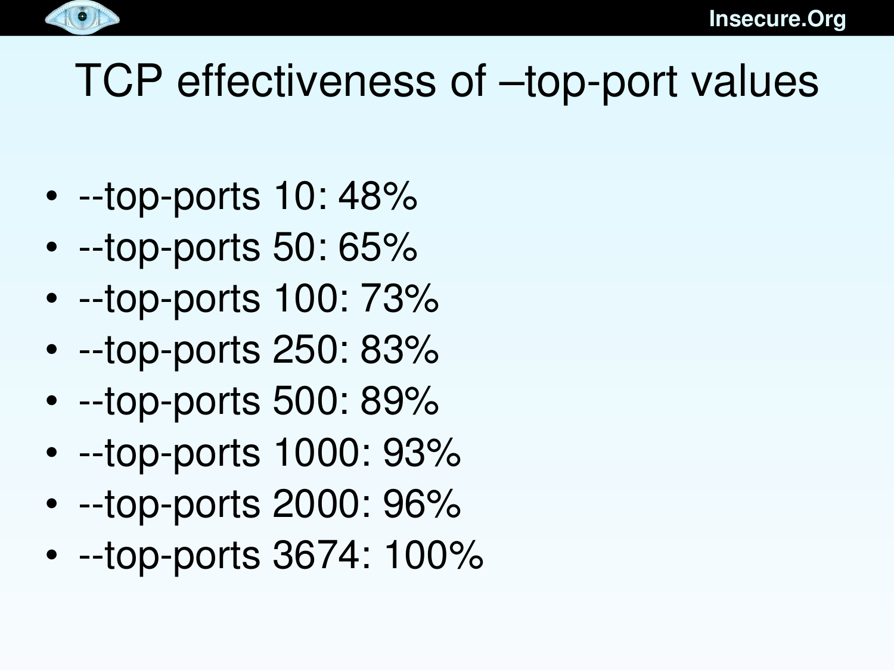# TCP effectiveness of –top-port values

- --top-ports 10: 48%
- --top-ports 50: 65%
- --top-ports 100: 73%
- --top-ports 250: 83%
- --top-ports 500: 89%
- --top-ports 1000: 93%
- --top-ports 2000: 96%
- --top-ports 3674: 100%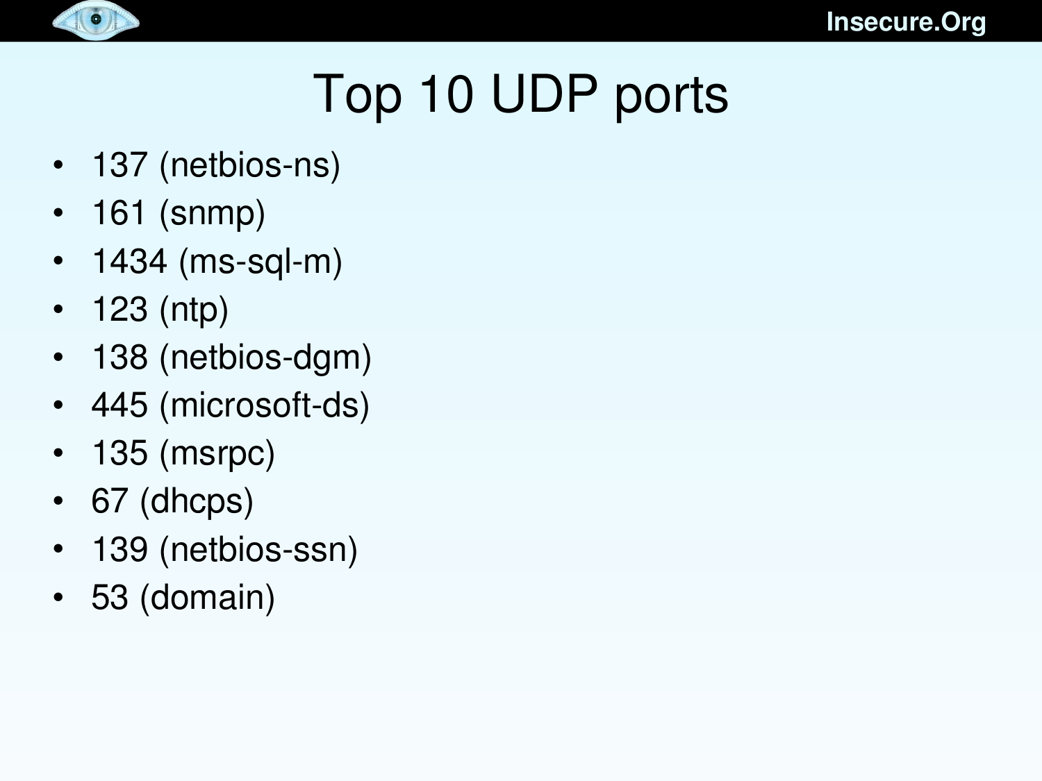# Top 10 UDP ports

- 137 (netbios-ns)
- 161 (snmp)
- 1434 (ms-sql-m)
- 123 (ntp)
- 138 (netbios-dgm)
- 445 (microsoft-ds)
- 135 (msrpc)
- 67 (dhcps)
- 139 (netbios-ssn)
- 53 (domain)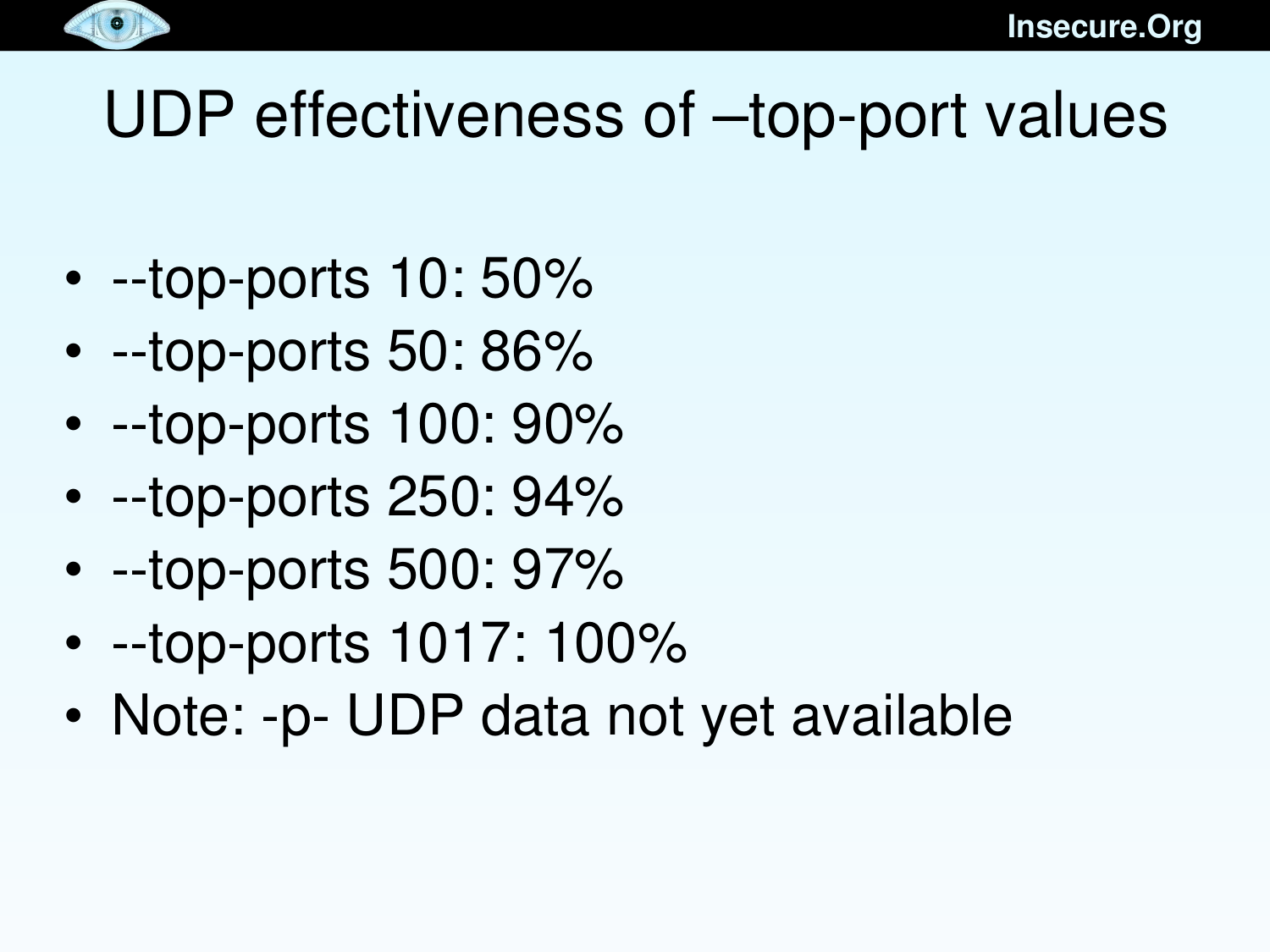# UDP effectiveness of –top-port values

- --top-ports 10: 50%
- --top-ports 50: 86%
- --top-ports 100: 90%
- --top-ports 250: 94%
- --top-ports 500: 97%
- --top-ports 1017: 100%
- Note: -p- UDP data not yet available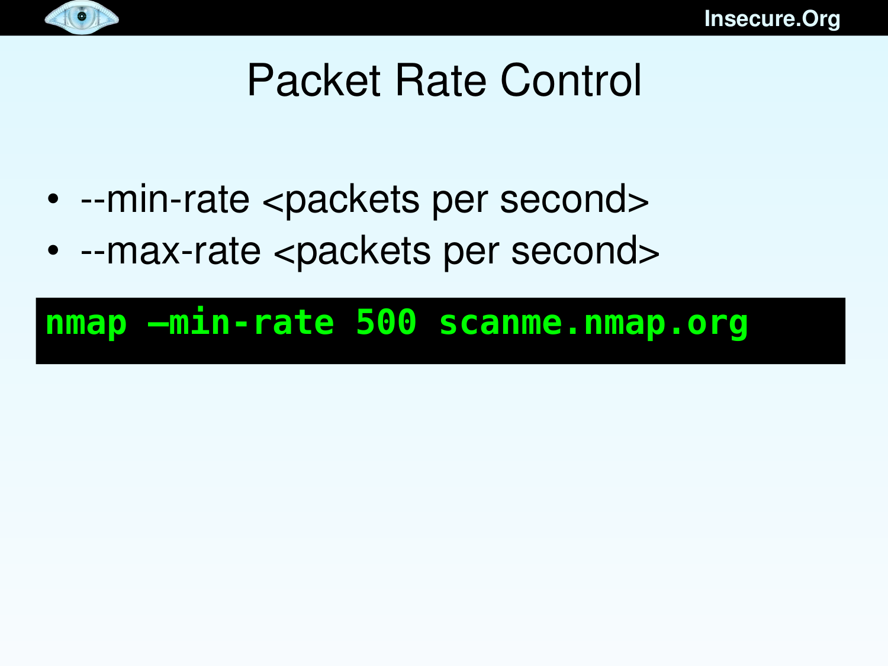# Packet Rate Control

- --min-rate <packets per second>
- --max-rate <packets per second>

```
nmap –min-rate 500 scanme.nmap.org
```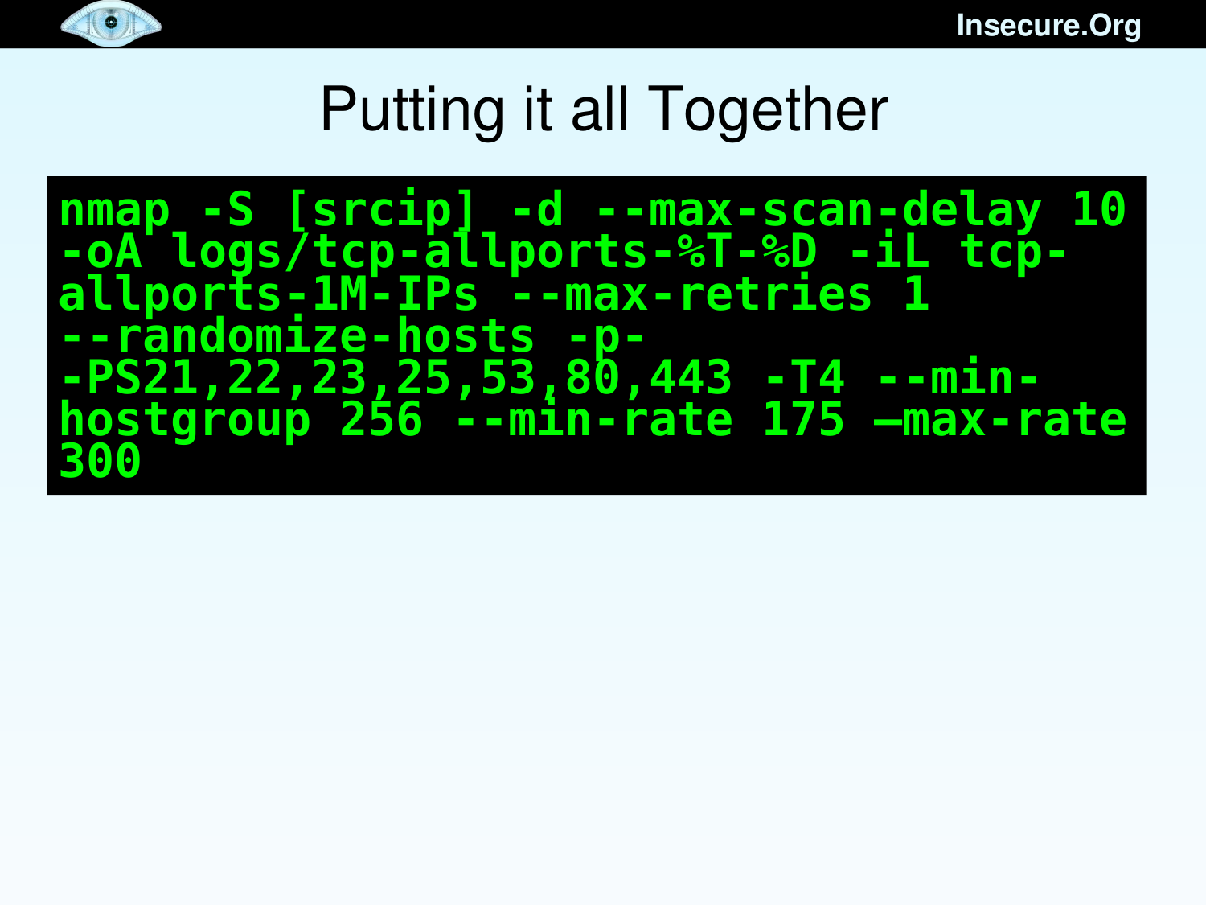# Putting it all Together

```
nmap -S [srcip] -d --max-scan-delay 10
-oA logs/tcp-allports-%T-%D -iL tcp-
allports-1M-IPs --max-retries 1
--randomize-hosts -p-
-PS21,22,23,25,53,80,443 -T4 --min-
hostgroup 256 --min-rate 175 –max-rate
300
```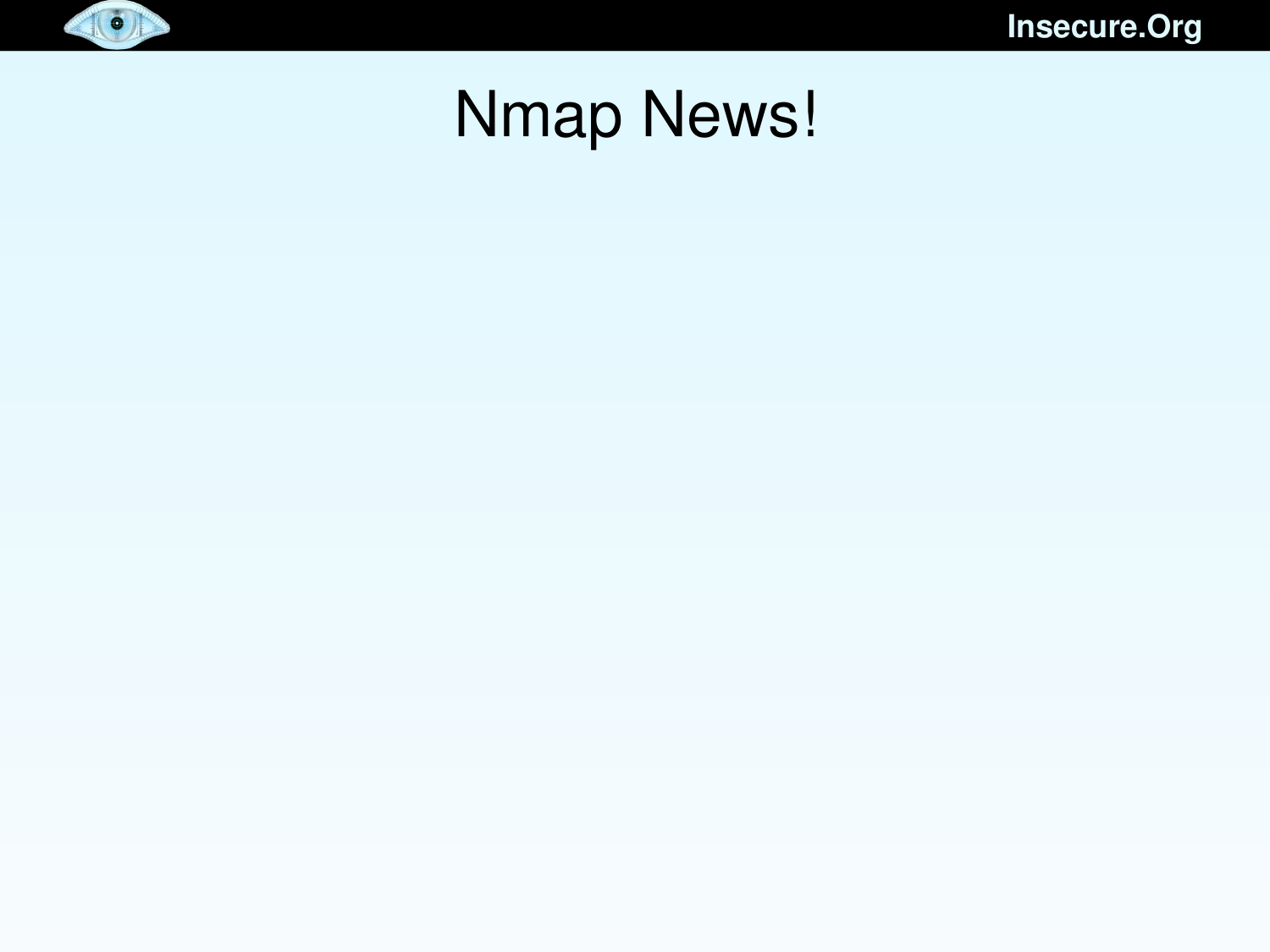# Nmap News!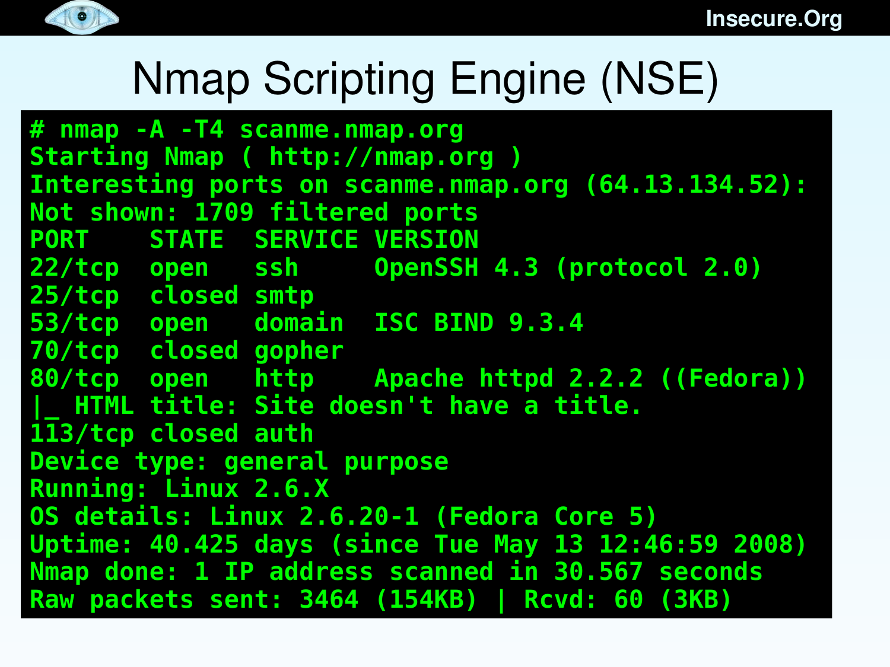# Nmap Scripting Engine (NSE)

```
# nmap -A -T4 scanme.nmap.org
Starting Nmap ( http://nmap.org )
Interesting ports on scanme.nmap.org (64.13.134.52):
Not shown: 1709 filtered ports
PORT    STATE  SERVICE VERSION
22/tcp  open   ssh     OpenSSH 4.3 (protocol 2.0)
25/tcp  closed smtp
53/tcp  open   domain  ISC BIND 9.3.4
70/tcp  closed gopher
80/tcp  open   http    Apache httpd 2.2.2 ((Fedora))
|_ HTML title: Site doesn't have a title.
113/tcp closed auth
Device type: general purpose
Running: Linux 2.6.X
OS details: Linux 2.6.20-1 (Fedora Core 5)
Uptime: 40.425 days (since Tue May 13 12:46:59 2008)
Nmap done: 1 IP address scanned in 30.567 seconds
Raw packets sent: 3464 (154KB) | Rcvd: 60 (3KB)
```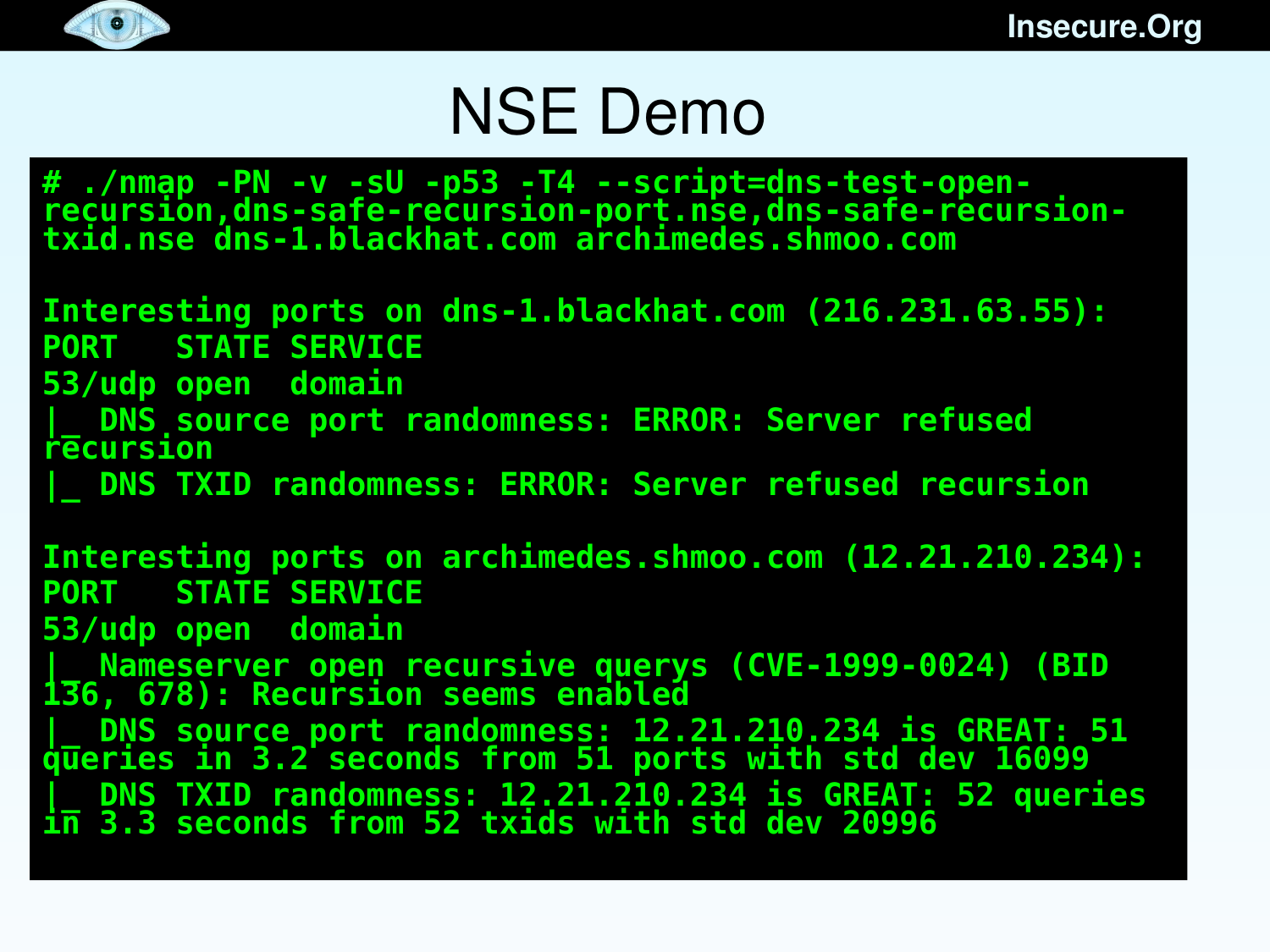# NSE Demo

```
# ./nmap -PN -v -sU -p53 -T4 --script=dns-test-open-recursion,dns-safe-recursion-port.nse,dns-safe-recursion-txid.nse dns-1.blackhat.com archimedes.shmoo.com

Interesting ports on dns-1.blackhat.com (216.231.63.55):
PORT   STATE SERVICE
53/udp open  domain
|_ DNS source port randomness: ERROR: Server refused recursion
|_ DNS TXID randomness: ERROR: Server refused recursion

Interesting ports on archimedes.shmoo.com (12.21.210.234):
PORT   STATE SERVICE
53/udp open  domain
|_ Nameserver open recursive querys (CVE-1999-0024) (BID 136, 678): Recursion seems enabled
|_ DNS source port randomness: 12.21.210.234 is GREAT: 51 queries in 3.2 seconds from 51 ports with std dev 16099
|_ DNS TXID randomness: 12.21.210.234 is GREAT: 52 queries in 3.3 seconds from 52 txids with std dev 20996
```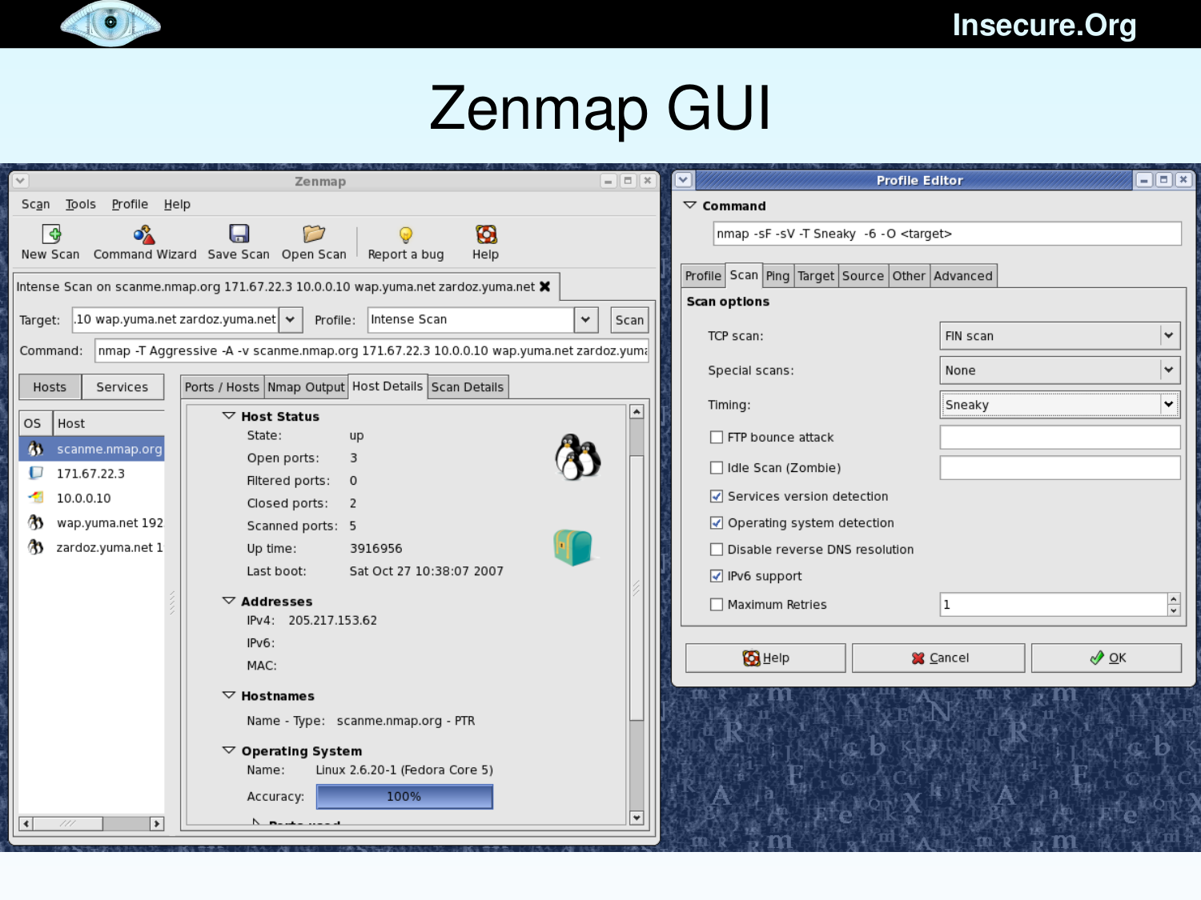# Zenmap GUI

**Zenmap**

Scan Tools Profile Help

New Scan | Command Wizard | Save Scan | Open Scan | Report a bug | Help

Intense Scan on scanme.nmap.org 171.67.22.3 10.0.0.10 wap.yuma.net zardoz.yuma.net

Target: .10 wap.yuma.net zardoz.yuma.net   Profile: Intense Scan   Scan

Command: nmap -T Aggressive -A -v scanme.nmap.org 171.67.22.3 10.0.0.10 wap.yuma.net zardoz.yuma

Hosts | Services

| OS | Host |
|---|---|
| | scanme.nmap.org |
| | 171.67.22.3 |
| | 10.0.0.10 |
| | wap.yuma.net 192 |
| | zardoz.yuma.net 1 |

Ports / Hosts | Nmap Output | Host Details | Scan Details

**Host Status**

- State: up
- Open ports: 3
- Filtered ports: 0
- Closed ports: 2
- Scanned ports: 5
- Up time: 3916956
- Last boot: Sat Oct 27 10:38:07 2007

**Addresses**

- IPv4: 205.217.153.62
- IPv6:
- MAC:

**Hostnames**

- Name - Type: scanme.nmap.org - PTR

**Operating System**

- Name: Linux 2.6.20-1 (Fedora Core 5)
- Accuracy: 100%

**Profile Editor**

**Command**

```
nmap -sF -sV -T Sneaky -6 -O <target>
```

Profile | Scan | Ping | Target | Source | Other | Advanced

**Scan options**

- TCP scan: FIN scan
- Special scans: None
- Timing: Sneaky
- [ ] FTP bounce attack
- [ ] Idle Scan (Zombie)
- [x] Services version detection
- [x] Operating system detection
- [ ] Disable reverse DNS resolution
- [x] IPv6 support
- [ ] Maximum Retries: 1

Help | Cancel | OK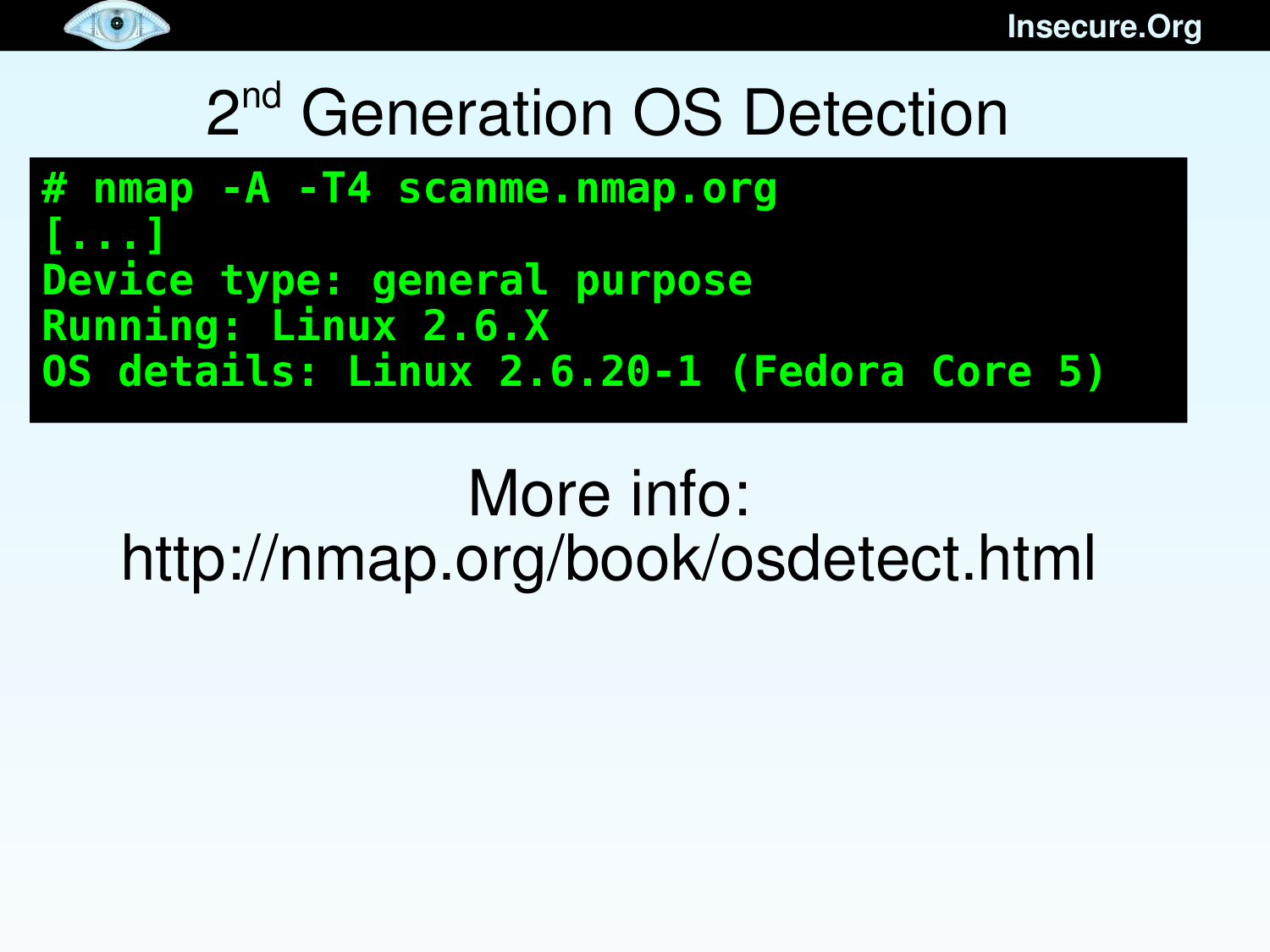# 2nd Generation OS Detection

```
# nmap -A -T4 scanme.nmap.org
[...]
Device type: general purpose
Running: Linux 2.6.X
OS details: Linux 2.6.20-1 (Fedora Core 5)
```

More info:
http://nmap.org/book/osdetect.html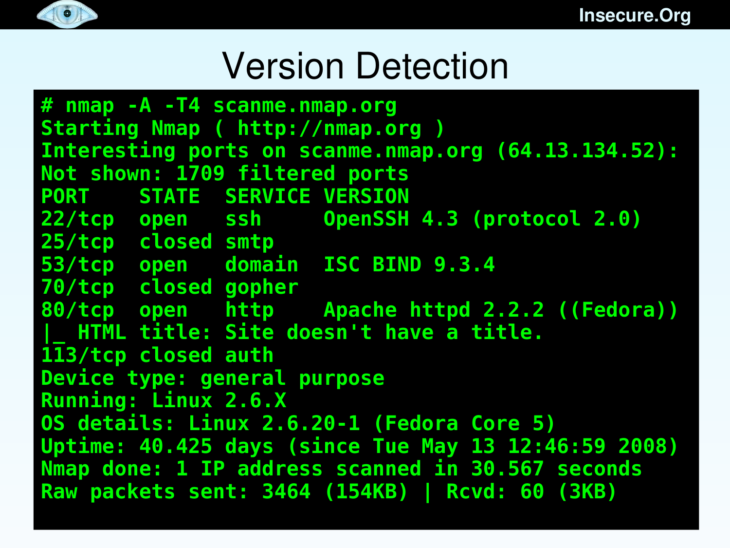# Version Detection

```
# nmap -A -T4 scanme.nmap.org
Starting Nmap ( http://nmap.org )
Interesting ports on scanme.nmap.org (64.13.134.52):
Not shown: 1709 filtered ports
PORT    STATE  SERVICE VERSION
22/tcp  open   ssh     OpenSSH 4.3 (protocol 2.0)
25/tcp  closed smtp
53/tcp  open   domain  ISC BIND 9.3.4
70/tcp  closed gopher
80/tcp  open   http    Apache httpd 2.2.2 ((Fedora))
|_ HTML title: Site doesn't have a title.
113/tcp closed auth
Device type: general purpose
Running: Linux 2.6.X
OS details: Linux 2.6.20-1 (Fedora Core 5)
Uptime: 40.425 days (since Tue May 13 12:46:59 2008)
Nmap done: 1 IP address scanned in 30.567 seconds
Raw packets sent: 3464 (154KB) | Rcvd: 60 (3KB)
```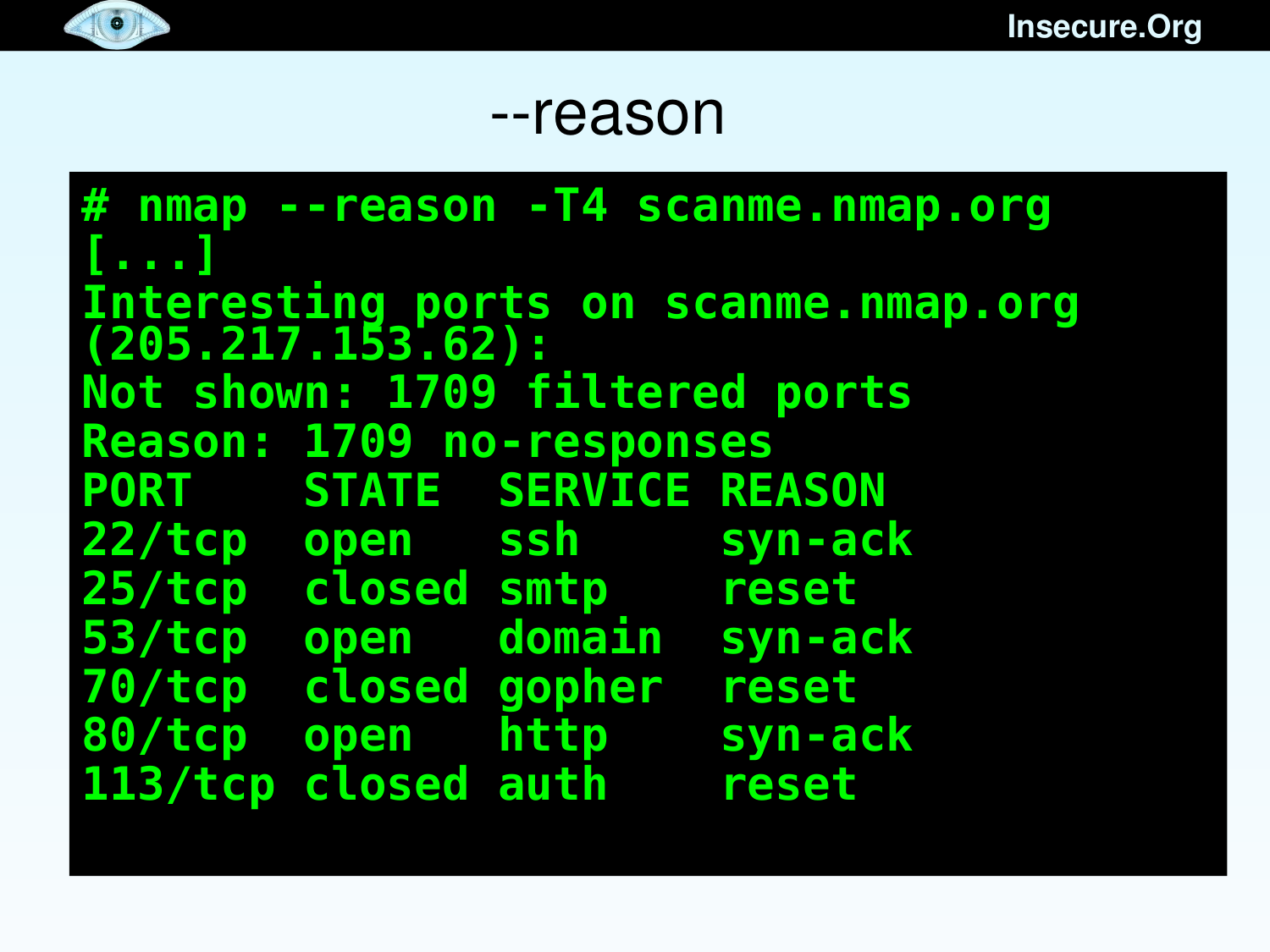# --reason

```
# nmap --reason -T4 scanme.nmap.org
[...]
Interesting ports on scanme.nmap.org
(205.217.153.62):
Not shown: 1709 filtered ports
Reason: 1709 no-responses
PORT    STATE  SERVICE REASON
22/tcp  open   ssh     syn-ack
25/tcp  closed smtp    reset
53/tcp  open   domain  syn-ack
70/tcp  closed gopher  reset
80/tcp  open   http    syn-ack
113/tcp closed auth    reset
```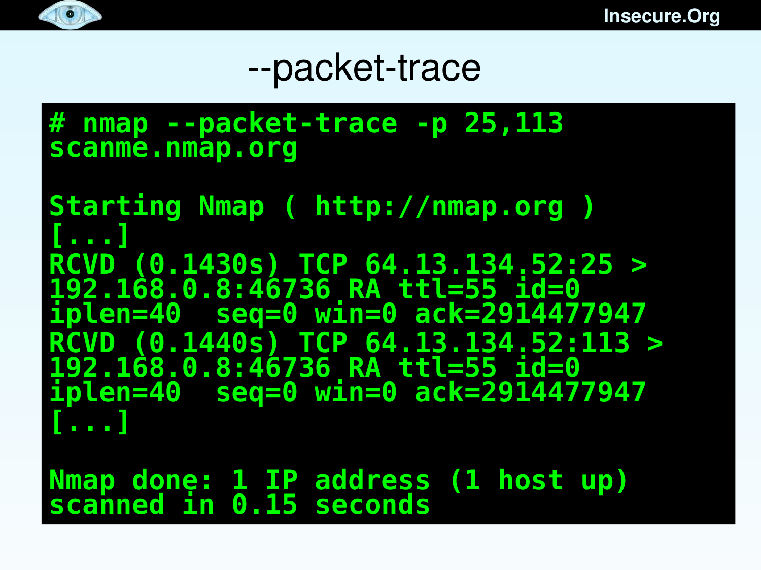# --packet-trace

```
# nmap --packet-trace -p 25,113
scanme.nmap.org

Starting Nmap ( http://nmap.org )
[...]
RCVD (0.1430s) TCP 64.13.134.52:25 >
192.168.0.8:46736 RA ttl=55 id=0
iplen=40  seq=0 win=0 ack=2914477947
RCVD (0.1440s) TCP 64.13.134.52:113 >
192.168.0.8:46736 RA ttl=55 id=0
iplen=40  seq=0 win=0 ack=2914477947
[...]

Nmap done: 1 IP address (1 host up)
scanned in 0.15 seconds
```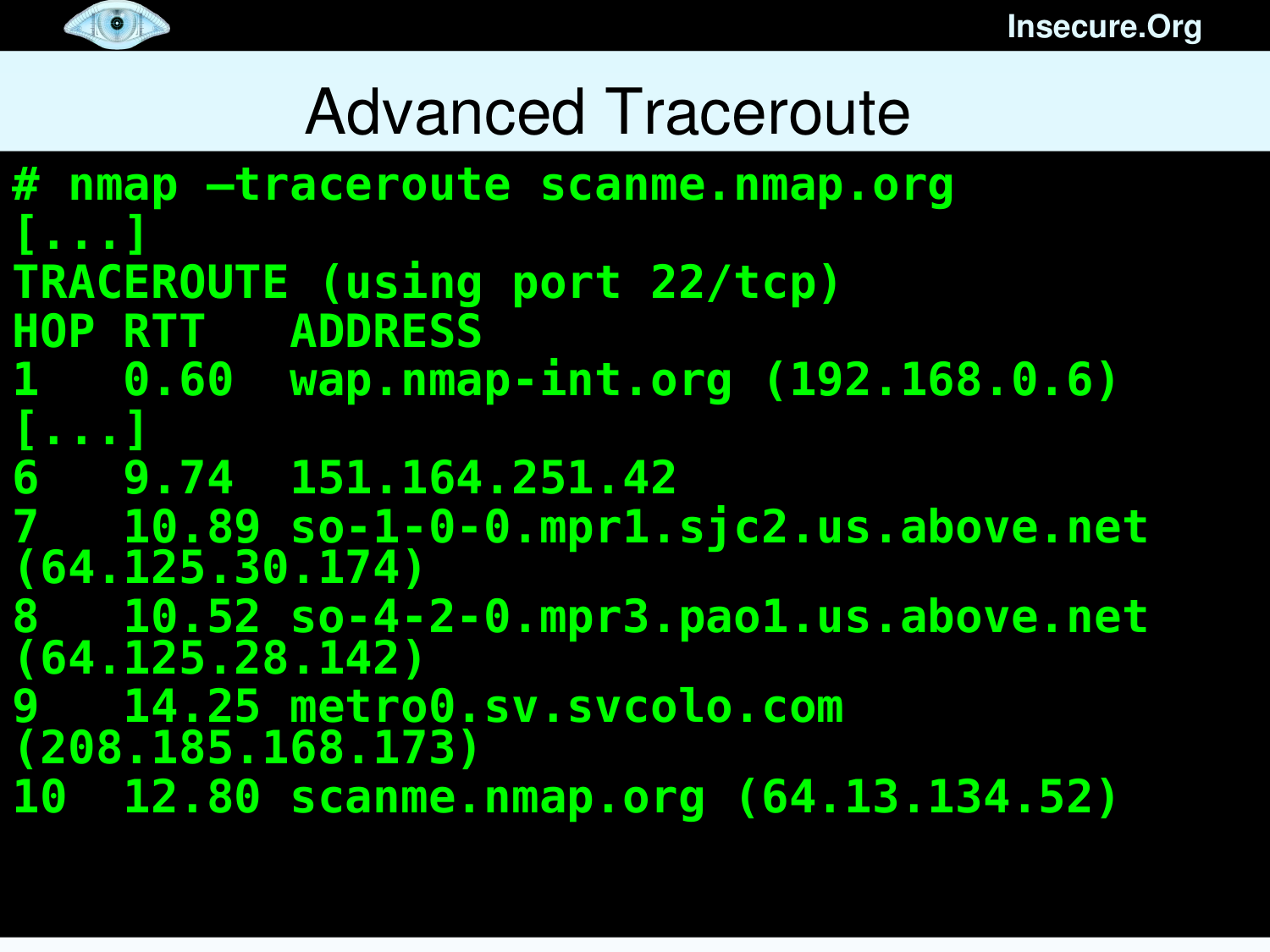# Advanced Traceroute

```
# nmap —traceroute scanme.nmap.org
[...]
TRACEROUTE (using port 22/tcp)
HOP RTT   ADDRESS
1   0.60  wap.nmap-int.org (192.168.0.6)
[...]
6   9.74  151.164.251.42
7   10.89 so-1-0-0.mpr1.sjc2.us.above.net
(64.125.30.174)
8   10.52 so-4-2-0.mpr3.pao1.us.above.net
(64.125.28.142)
9   14.25 metro0.sv.svcolo.com
(208.185.168.173)
10  12.80 scanme.nmap.org (64.13.134.52)
```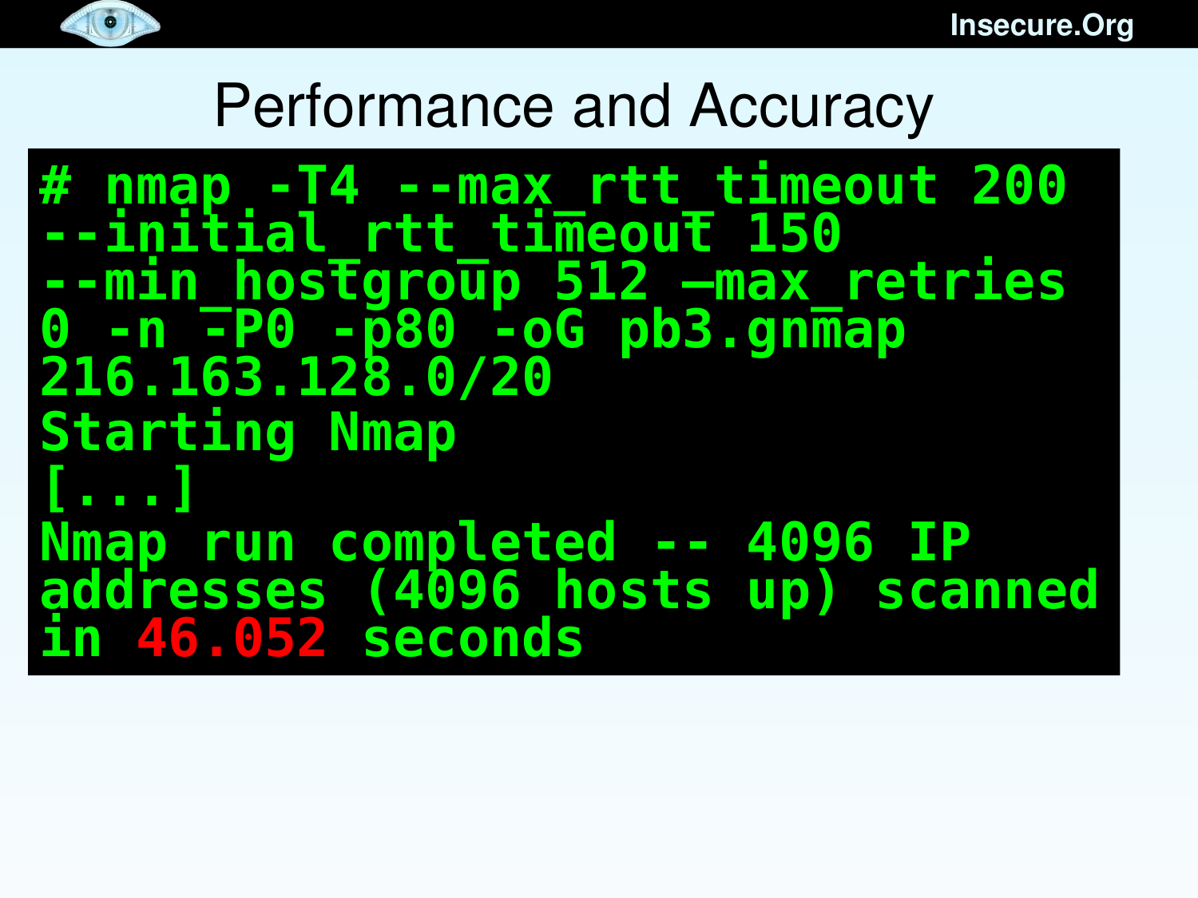# Performance and Accuracy

```
# nmap -T4 --max_rtt_timeout 200
--initial_rtt_timeout 150
--min_hostgroup 512 –max_retries
0 -n -P0 -p80 -oG pb3.gnmap
216.163.128.0/20
Starting Nmap
[...]
Nmap run completed -- 4096 IP
addresses (4096 hosts up) scanned
in 46.052 seconds
```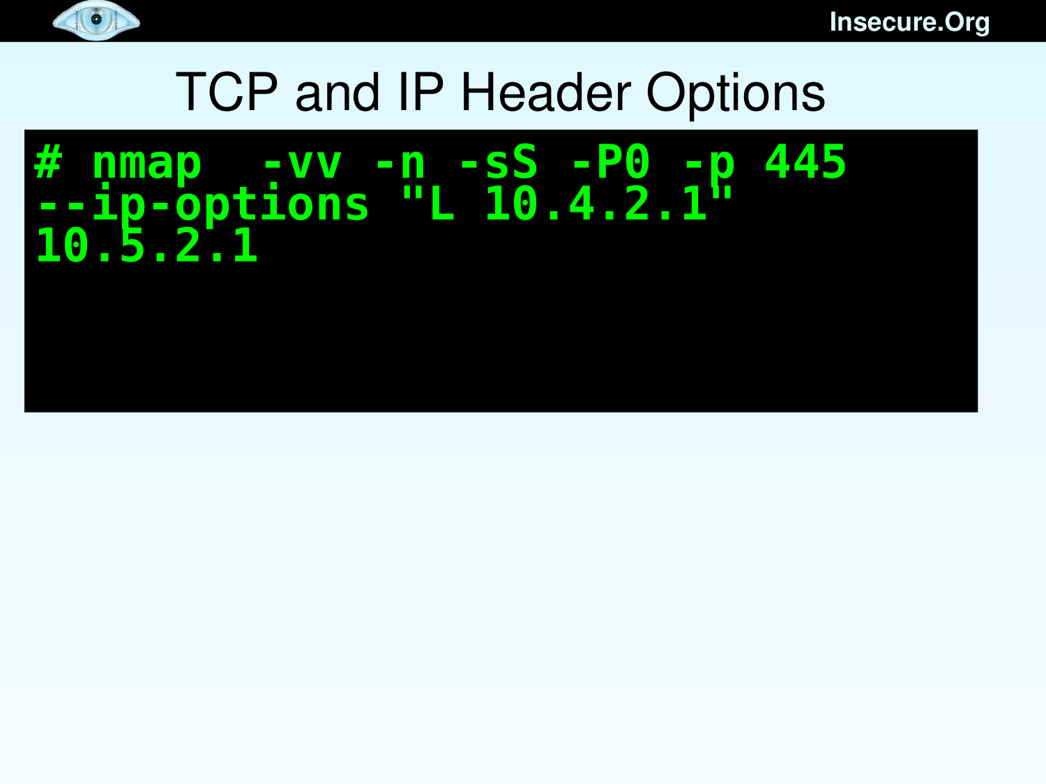# TCP and IP Header Options

```
# nmap  -vv -n -sS -P0 -p 445
--ip-options "L 10.4.2.1"
10.5.2.1
```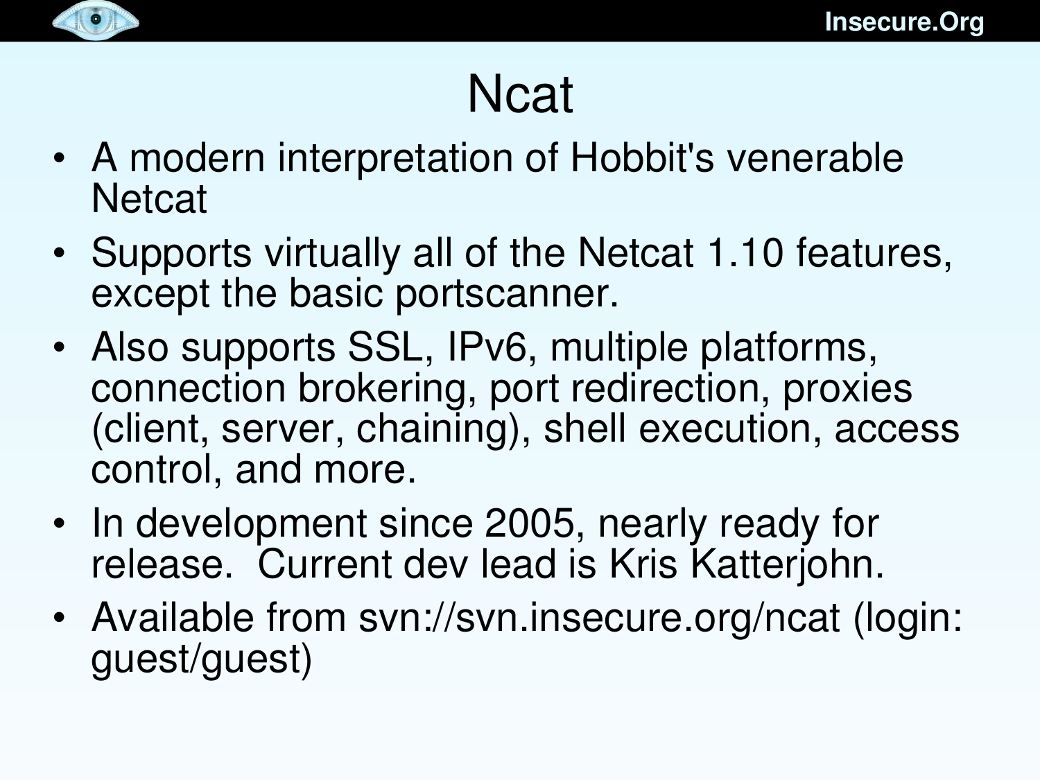# Ncat

- A modern interpretation of Hobbit's venerable Netcat
- Supports virtually all of the Netcat 1.10 features, except the basic portscanner.
- Also supports SSL, IPv6, multiple platforms, connection brokering, port redirection, proxies (client, server, chaining), shell execution, access control, and more.
- In development since 2005, nearly ready for release. Current dev lead is Kris Katterjohn.
- Available from svn://svn.insecure.org/ncat (login: guest/guest)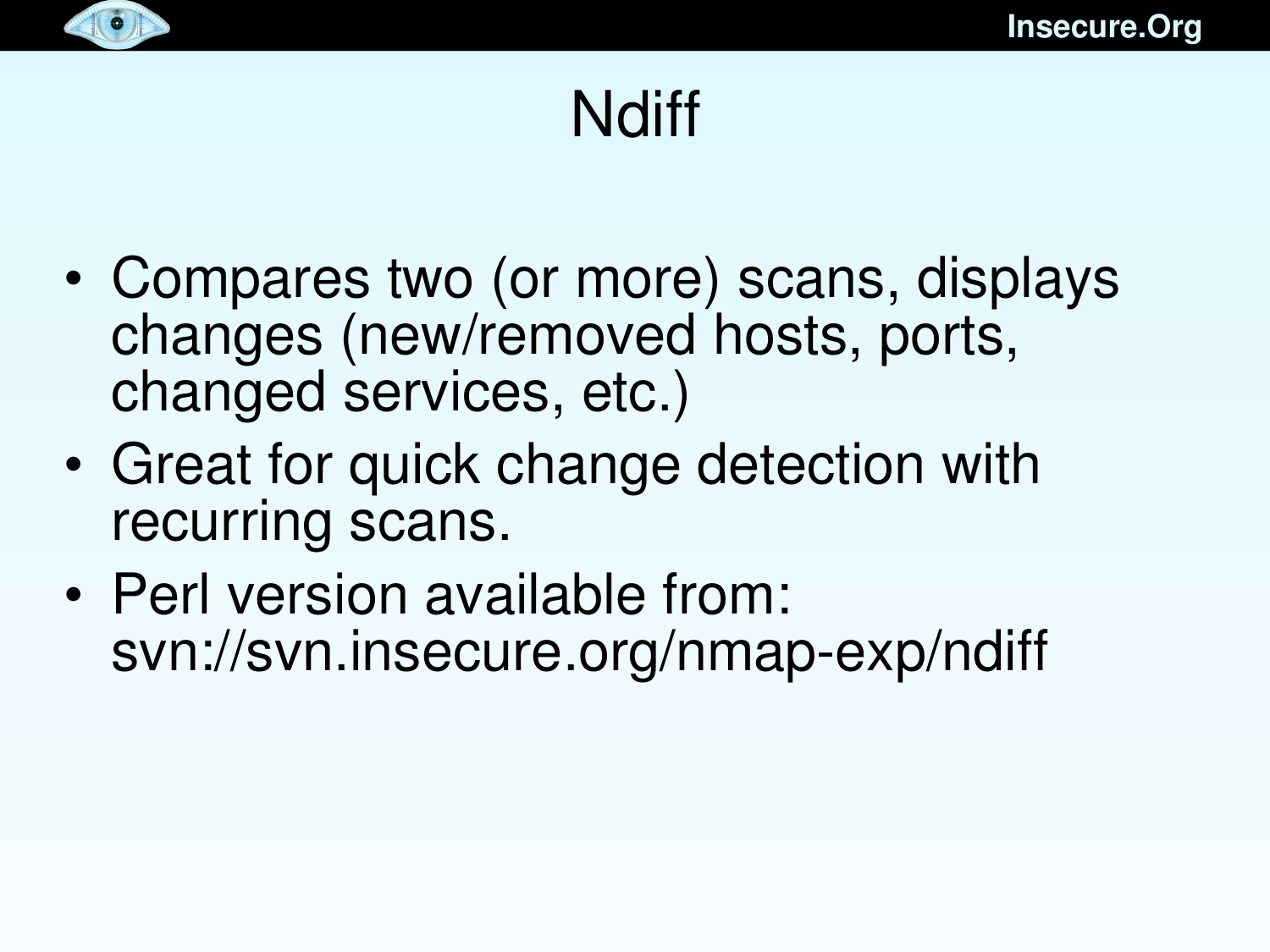# Ndiff

- Compares two (or more) scans, displays changes (new/removed hosts, ports, changed services, etc.)
- Great for quick change detection with recurring scans.
- Perl version available from: svn://svn.insecure.org/nmap-exp/ndiff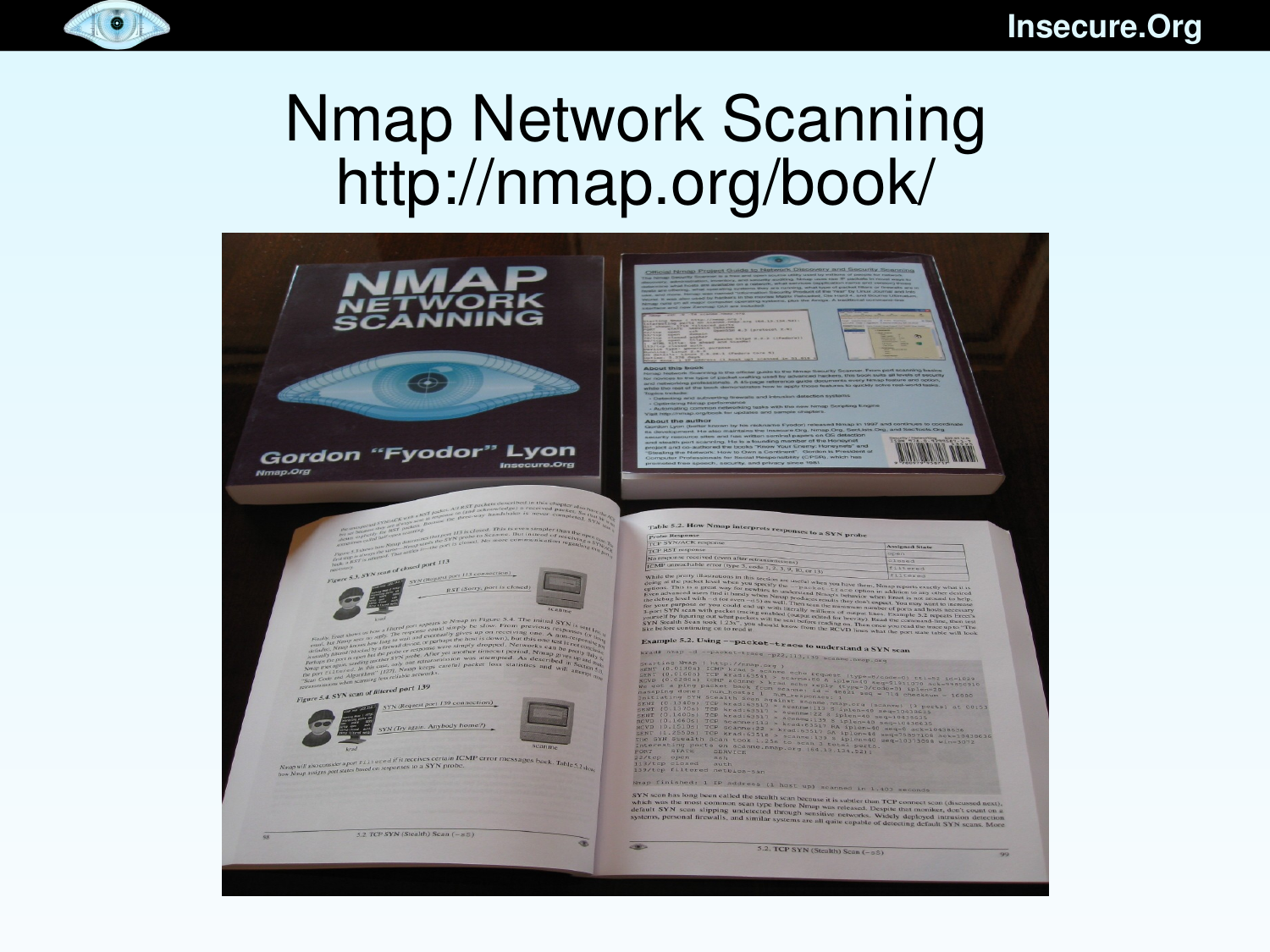# Nmap Network Scanning
# http://nmap.org/book/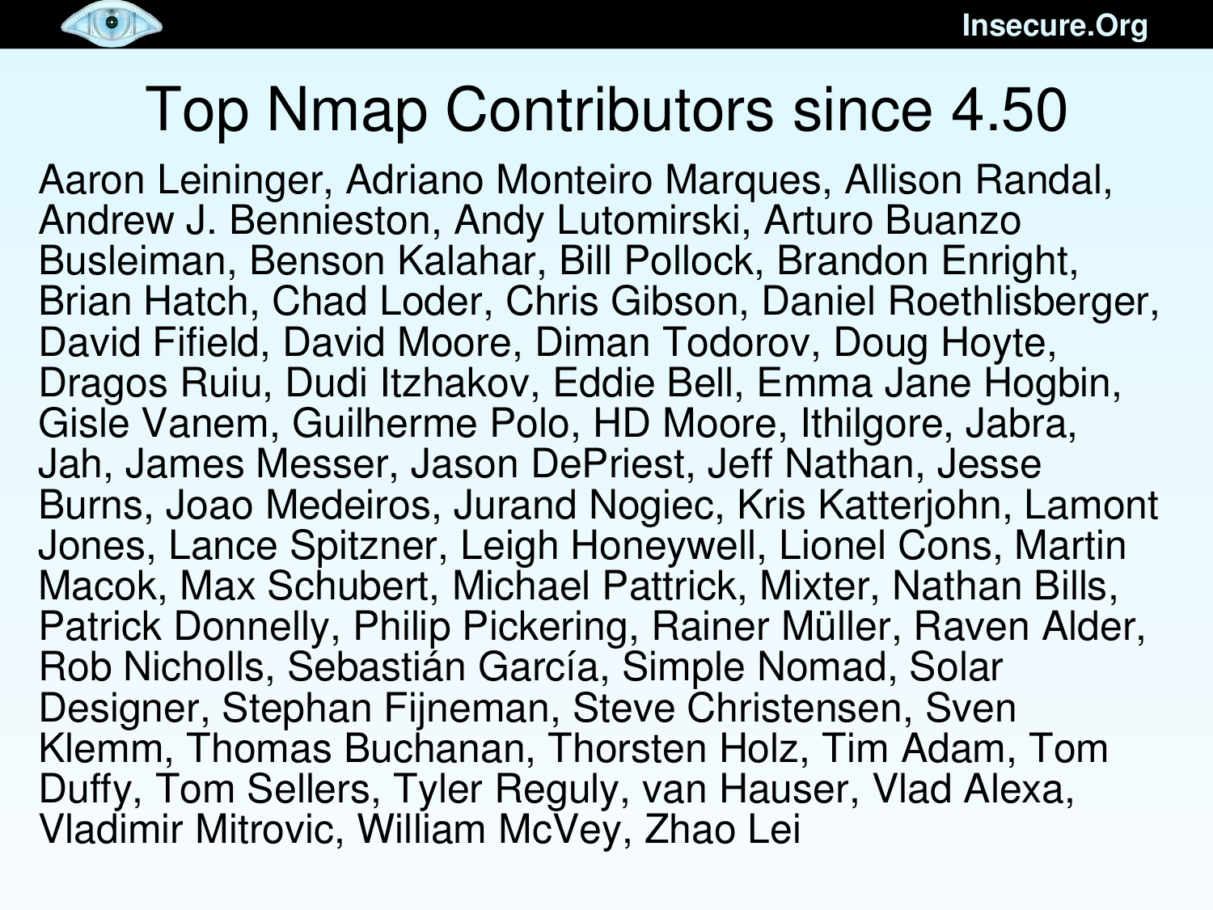# Top Nmap Contributors since 4.50

Aaron Leininger, Adriano Monteiro Marques, Allison Randal, Andrew J. Bennieston, Andy Lutomirski, Arturo Buanzo Busleiman, Benson Kalahar, Bill Pollock, Brandon Enright, Brian Hatch, Chad Loder, Chris Gibson, Daniel Roethlisberger, David Fifield, David Moore, Diman Todorov, Doug Hoyte, Dragos Ruiu, Dudi Itzhakov, Eddie Bell, Emma Jane Hogbin, Gisle Vanem, Guilherme Polo, HD Moore, Ithilgore, Jabra, Jah, James Messer, Jason DePriest, Jeff Nathan, Jesse Burns, Joao Medeiros, Jurand Nogiec, Kris Katterjohn, Lamont Jones, Lance Spitzner, Leigh Honeywell, Lionel Cons, Martin Macok, Max Schubert, Michael Pattrick, Mixter, Nathan Bills, Patrick Donnelly, Philip Pickering, Rainer Müller, Raven Alder, Rob Nicholls, Sebastián García, Simple Nomad, Solar Designer, Stephan Fijneman, Steve Christensen, Sven Klemm, Thomas Buchanan, Thorsten Holz, Tim Adam, Tom Duffy, Tom Sellers, Tyler Reguly, van Hauser, Vlad Alexa, Vladimir Mitrovic, William McVey, Zhao Lei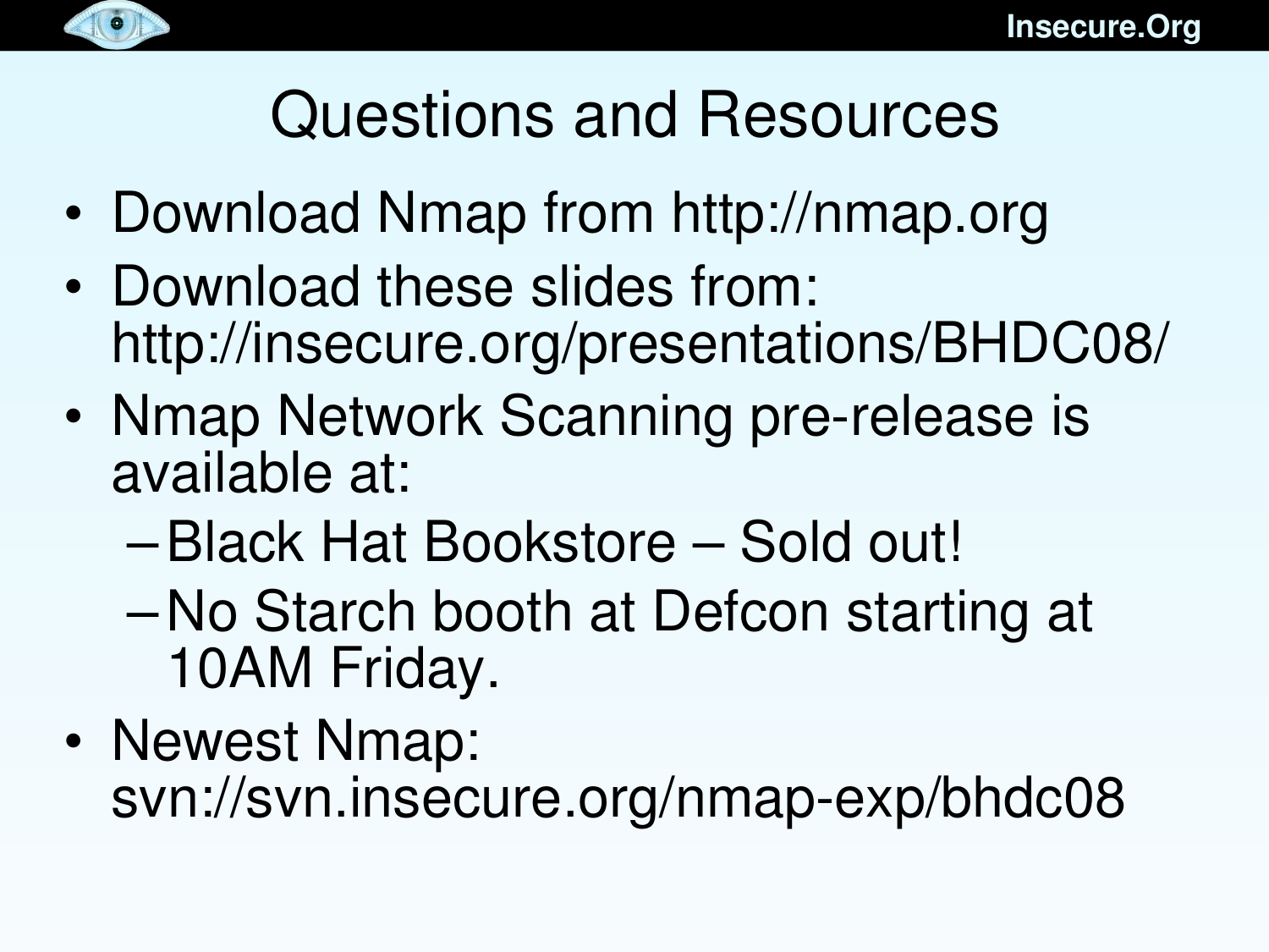# Questions and Resources

- Download Nmap from http://nmap.org
- Download these slides from: http://insecure.org/presentations/BHDC08/
- Nmap Network Scanning pre-release is available at:
  - Black Hat Bookstore – Sold out!
  - No Starch booth at Defcon starting at 10AM Friday.
- Newest Nmap: svn://svn.insecure.org/nmap-exp/bhdc08